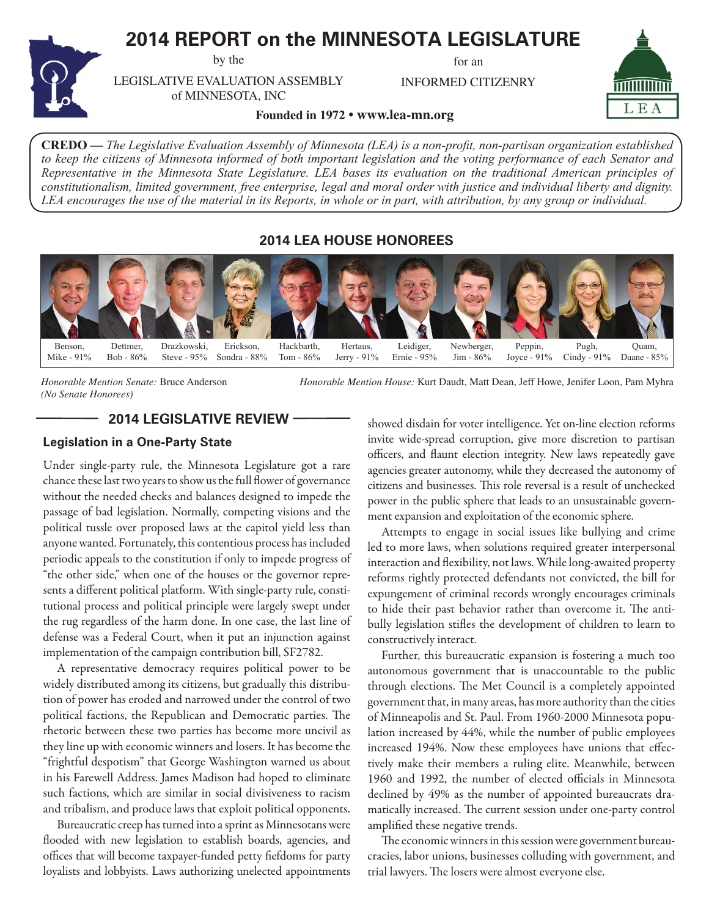# 2014 REPORT on the MINNESOTA LEGISLATURE

by the

LEGISLATIVE EVALUATION ASSEMBLY of MINNESOTA, INC

for an

INFORMED CITIZENRY

**Founded in 1972 • www.lea-mn.org**

**CREDO** — *The Legislative Evaluation Assembly of Minnesota (LEA) is a non-profit, non-partisan organization established to keep the citizens of Minnesota informed of both important legislation and the voting performance of each Senator and Representative in the Minnesota State Legislature. LEA bases its evaluation on the traditional American principles of constitutionalism, limited government, free enterprise, legal and moral order with justice and individual liberty and dignity. LEA encourages the use of the material in its Reports, in whole or in part, with attribution, by any group or individual.*

## 2014 LEA HOUSE HONOREES

| Benson, Mike - 91% | Dettmer, Bob - 86% | Drazkowski, Steve - 95% | Erickson, Sondra - 88% | Hackbarth, Tom - 86% | Hertaus, Jerry - 91% | Leidiger, Ernie - 95% | Newberger, Jim - 86% | Peppin, Joyce - 91% | Pugh, Cindy - 91% | Quam, Duane - 85% |
|---|---|---|---|---|---|---|---|---|---|---|

*Honorable Mention Senate:* Bruce Anderson
*(No Senate Honorees)*

*Honorable Mention House:* Kurt Daudt, Matt Dean, Jeff Howe, Jenifer Loon, Pam Myhra

## 2014 LEGISLATIVE REVIEW

### Legislation in a One-Party State

Under single-party rule, the Minnesota Legislature got a rare chance these last two years to show us the full flower of governance without the needed checks and balances designed to impede the passage of bad legislation. Normally, competing visions and the political tussle over proposed laws at the capitol yield less than anyone wanted. Fortunately, this contentious process has included periodic appeals to the constitution if only to impede progress of "the other side," when one of the houses or the governor represents a different political platform. With single-party rule, constitutional process and political principle were largely swept under the rug regardless of the harm done. In one case, the last line of defense was a Federal Court, when it put an injunction against implementation of the campaign contribution bill, SF2782.

A representative democracy requires political power to be widely distributed among its citizens, but gradually this distribution of power has eroded and narrowed under the control of two political factions, the Republican and Democratic parties. The rhetoric between these two parties has become more uncivil as they line up with economic winners and losers. It has become the "frightful despotism" that George Washington warned us about in his Farewell Address. James Madison had hoped to eliminate such factions, which are similar in social divisiveness to racism and tribalism, and produce laws that exploit political opponents.

Bureaucratic creep has turned into a sprint as Minnesotans were flooded with new legislation to establish boards, agencies, and offices that will become taxpayer-funded petty fiefdoms for party loyalists and lobbyists. Laws authorizing unelected appointments showed disdain for voter intelligence. Yet on-line election reforms invite wide-spread corruption, give more discretion to partisan officers, and flaunt election integrity. New laws repeatedly gave agencies greater autonomy, while they decreased the autonomy of citizens and businesses. This role reversal is a result of unchecked power in the public sphere that leads to an unsustainable government expansion and exploitation of the economic sphere.

Attempts to engage in social issues like bullying and crime led to more laws, when solutions required greater interpersonal interaction and flexibility, not laws. While long-awaited property reforms rightly protected defendants not convicted, the bill for expungement of criminal records wrongly encourages criminals to hide their past behavior rather than overcome it. The anti-bully legislation stifles the development of children to learn to constructively interact.

Further, this bureaucratic expansion is fostering a much too autonomous government that is unaccountable to the public through elections. The Met Council is a completely appointed government that, in many areas, has more authority than the cities of Minneapolis and St. Paul. From 1960-2000 Minnesota population increased by 44%, while the number of public employees increased 194%. Now these employees have unions that effectively make their members a ruling elite. Meanwhile, between 1960 and 1992, the number of elected officials in Minnesota declined by 49% as the number of appointed bureaucrats dramatically increased. The current session under one-party control amplified these negative trends.

The economic winners in this session were government bureaucracies, labor unions, businesses colluding with government, and trial lawyers. The losers were almost everyone else.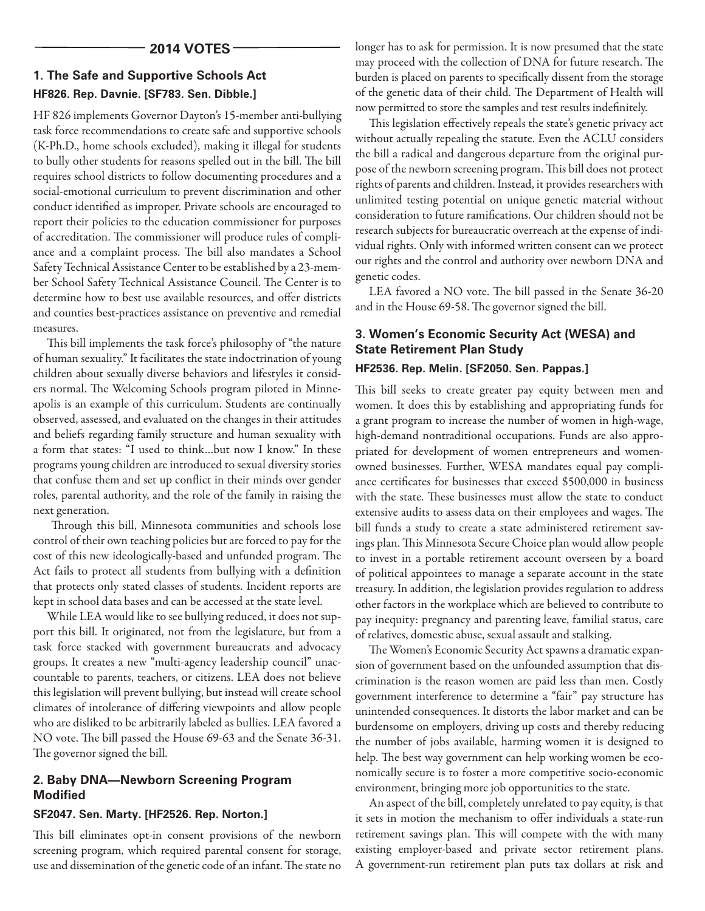## 2014 VOTES

### 1. The Safe and Supportive Schools Act

**HF826. Rep. Davnie. [SF783. Sen. Dibble.]**

HF 826 implements Governor Dayton's 15-member anti-bullying task force recommendations to create safe and supportive schools (K-Ph.D., home schools excluded), making it illegal for students to bully other students for reasons spelled out in the bill. The bill requires school districts to follow documenting procedures and a social-emotional curriculum to prevent discrimination and other conduct identified as improper. Private schools are encouraged to report their policies to the education commissioner for purposes of accreditation. The commissioner will produce rules of compliance and a complaint process. The bill also mandates a School Safety Technical Assistance Center to be established by a 23-member School Safety Technical Assistance Council. The Center is to determine how to best use available resources, and offer districts and counties best-practices assistance on preventive and remedial measures.

This bill implements the task force's philosophy of "the nature of human sexuality." It facilitates the state indoctrination of young children about sexually diverse behaviors and lifestyles it considers normal. The Welcoming Schools program piloted in Minneapolis is an example of this curriculum. Students are continually observed, assessed, and evaluated on the changes in their attitudes and beliefs regarding family structure and human sexuality with a form that states: "I used to think…but now I know." In these programs young children are introduced to sexual diversity stories that confuse them and set up conflict in their minds over gender roles, parental authority, and the role of the family in raising the next generation.

Through this bill, Minnesota communities and schools lose control of their own teaching policies but are forced to pay for the cost of this new ideologically-based and unfunded program. The Act fails to protect all students from bullying with a definition that protects only stated classes of students. Incident reports are kept in school data bases and can be accessed at the state level.

While LEA would like to see bullying reduced, it does not support this bill. It originated, not from the legislature, but from a task force stacked with government bureaucrats and advocacy groups. It creates a new "multi-agency leadership council" unaccountable to parents, teachers, or citizens. LEA does not believe this legislation will prevent bullying, but instead will create school climates of intolerance of differing viewpoints and allow people who are disliked to be arbitrarily labeled as bullies. LEA favored a NO vote. The bill passed the House 69-63 and the Senate 36-31. The governor signed the bill.

### 2. Baby DNA—Newborn Screening Program Modified

**SF2047. Sen. Marty. [HF2526. Rep. Norton.]**

This bill eliminates opt-in consent provisions of the newborn screening program, which required parental consent for storage, use and dissemination of the genetic code of an infant. The state no longer has to ask for permission. It is now presumed that the state may proceed with the collection of DNA for future research. The burden is placed on parents to specifically dissent from the storage of the genetic data of their child. The Department of Health will now permitted to store the samples and test results indefinitely.

This legislation effectively repeals the state's genetic privacy act without actually repealing the statute. Even the ACLU considers the bill a radical and dangerous departure from the original purpose of the newborn screening program. This bill does not protect rights of parents and children. Instead, it provides researchers with unlimited testing potential on unique genetic material without consideration to future ramifications. Our children should not be research subjects for bureaucratic overreach at the expense of individual rights. Only with informed written consent can we protect our rights and the control and authority over newborn DNA and genetic codes.

LEA favored a NO vote. The bill passed in the Senate 36-20 and in the House 69-58. The governor signed the bill.

### 3. Women's Economic Security Act (WESA) and State Retirement Plan Study

**HF2536. Rep. Melin. [SF2050. Sen. Pappas.]**

This bill seeks to create greater pay equity between men and women. It does this by establishing and appropriating funds for a grant program to increase the number of women in high-wage, high-demand nontraditional occupations. Funds are also appropriated for development of women entrepreneurs and women-owned businesses. Further, WESA mandates equal pay compliance certificates for businesses that exceed $500,000 in business with the state. These businesses must allow the state to conduct extensive audits to assess data on their employees and wages. The bill funds a study to create a state administered retirement savings plan. This Minnesota Secure Choice plan would allow people to invest in a portable retirement account overseen by a board of political appointees to manage a separate account in the state treasury. In addition, the legislation provides regulation to address other factors in the workplace which are believed to contribute to pay inequity: pregnancy and parenting leave, familial status, care of relatives, domestic abuse, sexual assault and stalking.

The Women's Economic Security Act spawns a dramatic expansion of government based on the unfounded assumption that discrimination is the reason women are paid less than men. Costly government interference to determine a "fair" pay structure has unintended consequences. It distorts the labor market and can be burdensome on employers, driving up costs and thereby reducing the number of jobs available, harming women it is designed to help. The best way government can help working women be economically secure is to foster a more competitive socio-economic environment, bringing more job opportunities to the state.

An aspect of the bill, completely unrelated to pay equity, is that it sets in motion the mechanism to offer individuals a state-run retirement savings plan. This will compete with the with many existing employer-based and private sector retirement plans. A government-run retirement plan puts tax dollars at risk and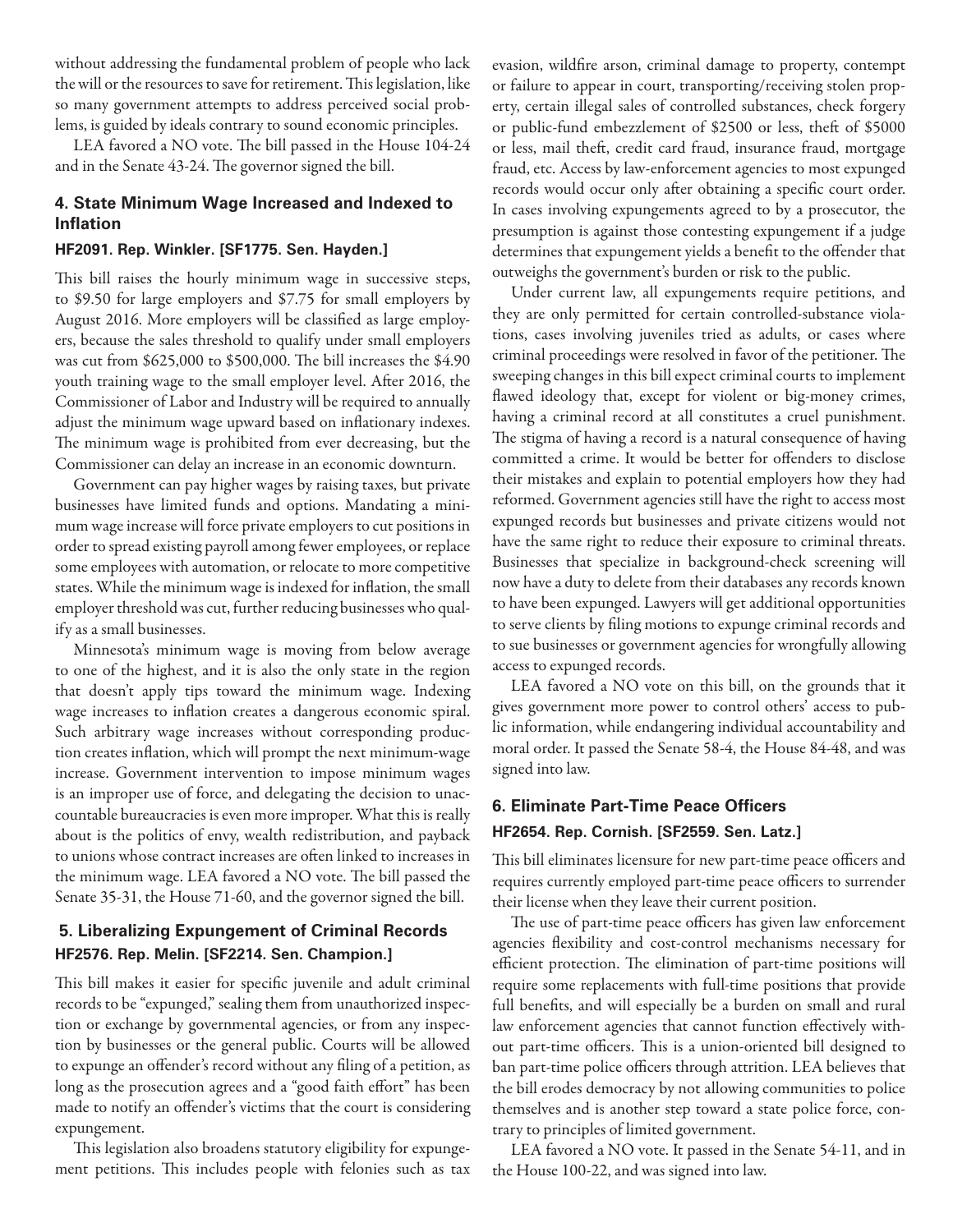without addressing the fundamental problem of people who lack the will or the resources to save for retirement. This legislation, like so many government attempts to address perceived social problems, is guided by ideals contrary to sound economic principles.

LEA favored a NO vote. The bill passed in the House 104-24 and in the Senate 43-24. The governor signed the bill.

### 4. State Minimum Wage Increased and Indexed to Inflation

#### HF2091. Rep. Winkler. [SF1775. Sen. Hayden.]

This bill raises the hourly minimum wage in successive steps, to $9.50 for large employers and $7.75 for small employers by August 2016. More employers will be classified as large employers, because the sales threshold to qualify under small employers was cut from $625,000 to $500,000. The bill increases the $4.90 youth training wage to the small employer level. After 2016, the Commissioner of Labor and Industry will be required to annually adjust the minimum wage upward based on inflationary indexes. The minimum wage is prohibited from ever decreasing, but the Commissioner can delay an increase in an economic downturn.

Government can pay higher wages by raising taxes, but private businesses have limited funds and options. Mandating a minimum wage increase will force private employers to cut positions in order to spread existing payroll among fewer employees, or replace some employees with automation, or relocate to more competitive states. While the minimum wage is indexed for inflation, the small employer threshold was cut, further reducing businesses who qualify as a small businesses.

Minnesota's minimum wage is moving from below average to one of the highest, and it is also the only state in the region that doesn't apply tips toward the minimum wage. Indexing wage increases to inflation creates a dangerous economic spiral. Such arbitrary wage increases without corresponding production creates inflation, which will prompt the next minimum-wage increase. Government intervention to impose minimum wages is an improper use of force, and delegating the decision to unaccountable bureaucracies is even more improper. What this is really about is the politics of envy, wealth redistribution, and payback to unions whose contract increases are often linked to increases in the minimum wage. LEA favored a NO vote. The bill passed the Senate 35-31, the House 71-60, and the governor signed the bill.

### 5. Liberalizing Expungement of Criminal Records

#### HF2576. Rep. Melin. [SF2214. Sen. Champion.]

This bill makes it easier for specific juvenile and adult criminal records to be "expunged," sealing them from unauthorized inspection or exchange by governmental agencies, or from any inspection by businesses or the general public. Courts will be allowed to expunge an offender's record without any filing of a petition, as long as the prosecution agrees and a "good faith effort" has been made to notify an offender's victims that the court is considering expungement.

This legislation also broadens statutory eligibility for expungement petitions. This includes people with felonies such as tax evasion, wildfire arson, criminal damage to property, contempt or failure to appear in court, transporting/receiving stolen property, certain illegal sales of controlled substances, check forgery or public-fund embezzlement of $2500 or less, theft of $5000 or less, mail theft, credit card fraud, insurance fraud, mortgage fraud, etc. Access by law-enforcement agencies to most expunged records would occur only after obtaining a specific court order. In cases involving expungements agreed to by a prosecutor, the presumption is against those contesting expungement if a judge determines that expungement yields a benefit to the offender that outweighs the government's burden or risk to the public.

Under current law, all expungements require petitions, and they are only permitted for certain controlled-substance violations, cases involving juveniles tried as adults, or cases where criminal proceedings were resolved in favor of the petitioner. The sweeping changes in this bill expect criminal courts to implement flawed ideology that, except for violent or big-money crimes, having a criminal record at all constitutes a cruel punishment. The stigma of having a record is a natural consequence of having committed a crime. It would be better for offenders to disclose their mistakes and explain to potential employers how they had reformed. Government agencies still have the right to access most expunged records but businesses and private citizens would not have the same right to reduce their exposure to criminal threats. Businesses that specialize in background-check screening will now have a duty to delete from their databases any records known to have been expunged. Lawyers will get additional opportunities to serve clients by filing motions to expunge criminal records and to sue businesses or government agencies for wrongfully allowing access to expunged records.

LEA favored a NO vote on this bill, on the grounds that it gives government more power to control others' access to public information, while endangering individual accountability and moral order. It passed the Senate 58-4, the House 84-48, and was signed into law.

### 6. Eliminate Part-Time Peace Officers

#### HF2654. Rep. Cornish. [SF2559. Sen. Latz.]

This bill eliminates licensure for new part-time peace officers and requires currently employed part-time peace officers to surrender their license when they leave their current position.

The use of part-time peace officers has given law enforcement agencies flexibility and cost-control mechanisms necessary for efficient protection. The elimination of part-time positions will require some replacements with full-time positions that provide full benefits, and will especially be a burden on small and rural law enforcement agencies that cannot function effectively without part-time officers. This is a union-oriented bill designed to ban part-time police officers through attrition. LEA believes that the bill erodes democracy by not allowing communities to police themselves and is another step toward a state police force, contrary to principles of limited government.

LEA favored a NO vote. It passed in the Senate 54-11, and in the House 100-22, and was signed into law.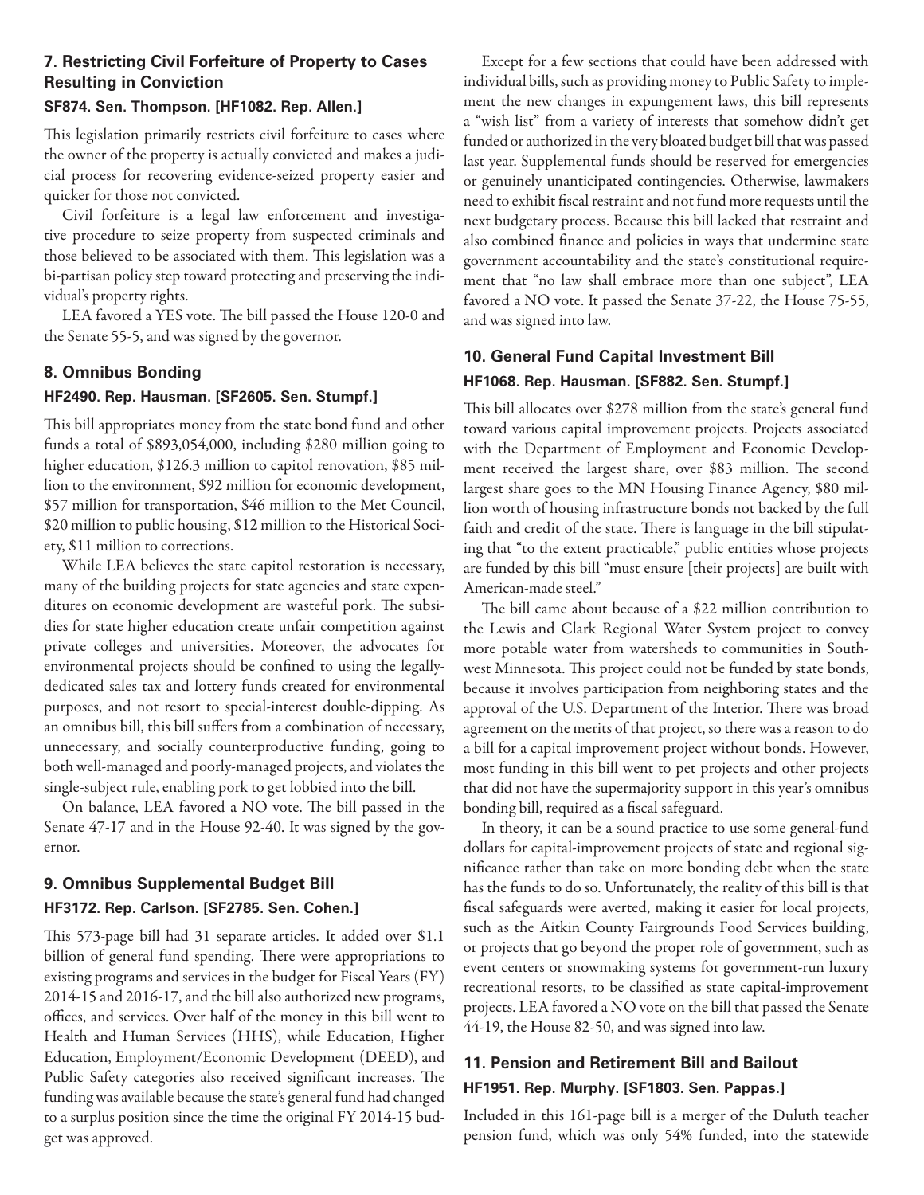### 7. Restricting Civil Forfeiture of Property to Cases Resulting in Conviction

#### SF874. Sen. Thompson. [HF1082. Rep. Allen.]

This legislation primarily restricts civil forfeiture to cases where the owner of the property is actually convicted and makes a judicial process for recovering evidence-seized property easier and quicker for those not convicted.

Civil forfeiture is a legal law enforcement and investigative procedure to seize property from suspected criminals and those believed to be associated with them. This legislation was a bi-partisan policy step toward protecting and preserving the individual's property rights.

LEA favored a YES vote. The bill passed the House 120-0 and the Senate 55-5, and was signed by the governor.

### 8. Omnibus Bonding

#### HF2490. Rep. Hausman. [SF2605. Sen. Stumpf.]

This bill appropriates money from the state bond fund and other funds a total of $893,054,000, including $280 million going to higher education, $126.3 million to capitol renovation, $85 million to the environment, $92 million for economic development, $57 million for transportation, $46 million to the Met Council, $20 million to public housing, $12 million to the Historical Society, $11 million to corrections.

While LEA believes the state capitol restoration is necessary, many of the building projects for state agencies and state expenditures on economic development are wasteful pork. The subsidies for state higher education create unfair competition against private colleges and universities. Moreover, the advocates for environmental projects should be confined to using the legally-dedicated sales tax and lottery funds created for environmental purposes, and not resort to special-interest double-dipping. As an omnibus bill, this bill suffers from a combination of necessary, unnecessary, and socially counterproductive funding, going to both well-managed and poorly-managed projects, and violates the single-subject rule, enabling pork to get lobbied into the bill.

On balance, LEA favored a NO vote. The bill passed in the Senate 47-17 and in the House 92-40. It was signed by the governor.

### 9. Omnibus Supplemental Budget Bill

#### HF3172. Rep. Carlson. [SF2785. Sen. Cohen.]

This 573-page bill had 31 separate articles. It added over $1.1 billion of general fund spending. There were appropriations to existing programs and services in the budget for Fiscal Years (FY) 2014-15 and 2016-17, and the bill also authorized new programs, offices, and services. Over half of the money in this bill went to Health and Human Services (HHS), while Education, Higher Education, Employment/Economic Development (DEED), and Public Safety categories also received significant increases. The funding was available because the state's general fund had changed to a surplus position since the time the original FY 2014-15 budget was approved.

Except for a few sections that could have been addressed with individual bills, such as providing money to Public Safety to implement the new changes in expungement laws, this bill represents a "wish list" from a variety of interests that somehow didn't get funded or authorized in the very bloated budget bill that was passed last year. Supplemental funds should be reserved for emergencies or genuinely unanticipated contingencies. Otherwise, lawmakers need to exhibit fiscal restraint and not fund more requests until the next budgetary process. Because this bill lacked that restraint and also combined finance and policies in ways that undermine state government accountability and the state's constitutional requirement that "no law shall embrace more than one subject", LEA favored a NO vote. It passed the Senate 37-22, the House 75-55, and was signed into law.

### 10. General Fund Capital Investment Bill

#### HF1068. Rep. Hausman. [SF882. Sen. Stumpf.]

This bill allocates over $278 million from the state's general fund toward various capital improvement projects. Projects associated with the Department of Employment and Economic Development received the largest share, over $83 million. The second largest share goes to the MN Housing Finance Agency, $80 million worth of housing infrastructure bonds not backed by the full faith and credit of the state. There is language in the bill stipulating that "to the extent practicable," public entities whose projects are funded by this bill "must ensure [their projects] are built with American-made steel."

The bill came about because of a $22 million contribution to the Lewis and Clark Regional Water System project to convey more potable water from watersheds to communities in Southwest Minnesota. This project could not be funded by state bonds, because it involves participation from neighboring states and the approval of the U.S. Department of the Interior. There was broad agreement on the merits of that project, so there was a reason to do a bill for a capital improvement project without bonds. However, most funding in this bill went to pet projects and other projects that did not have the supermajority support in this year's omnibus bonding bill, required as a fiscal safeguard.

In theory, it can be a sound practice to use some general-fund dollars for capital-improvement projects of state and regional significance rather than take on more bonding debt when the state has the funds to do so. Unfortunately, the reality of this bill is that fiscal safeguards were averted, making it easier for local projects, such as the Aitkin County Fairgrounds Food Services building, or projects that go beyond the proper role of government, such as event centers or snowmaking systems for government-run luxury recreational resorts, to be classified as state capital-improvement projects. LEA favored a NO vote on the bill that passed the Senate 44-19, the House 82-50, and was signed into law.

### 11. Pension and Retirement Bill and Bailout

#### HF1951. Rep. Murphy. [SF1803. Sen. Pappas.]

Included in this 161-page bill is a merger of the Duluth teacher pension fund, which was only 54% funded, into the statewide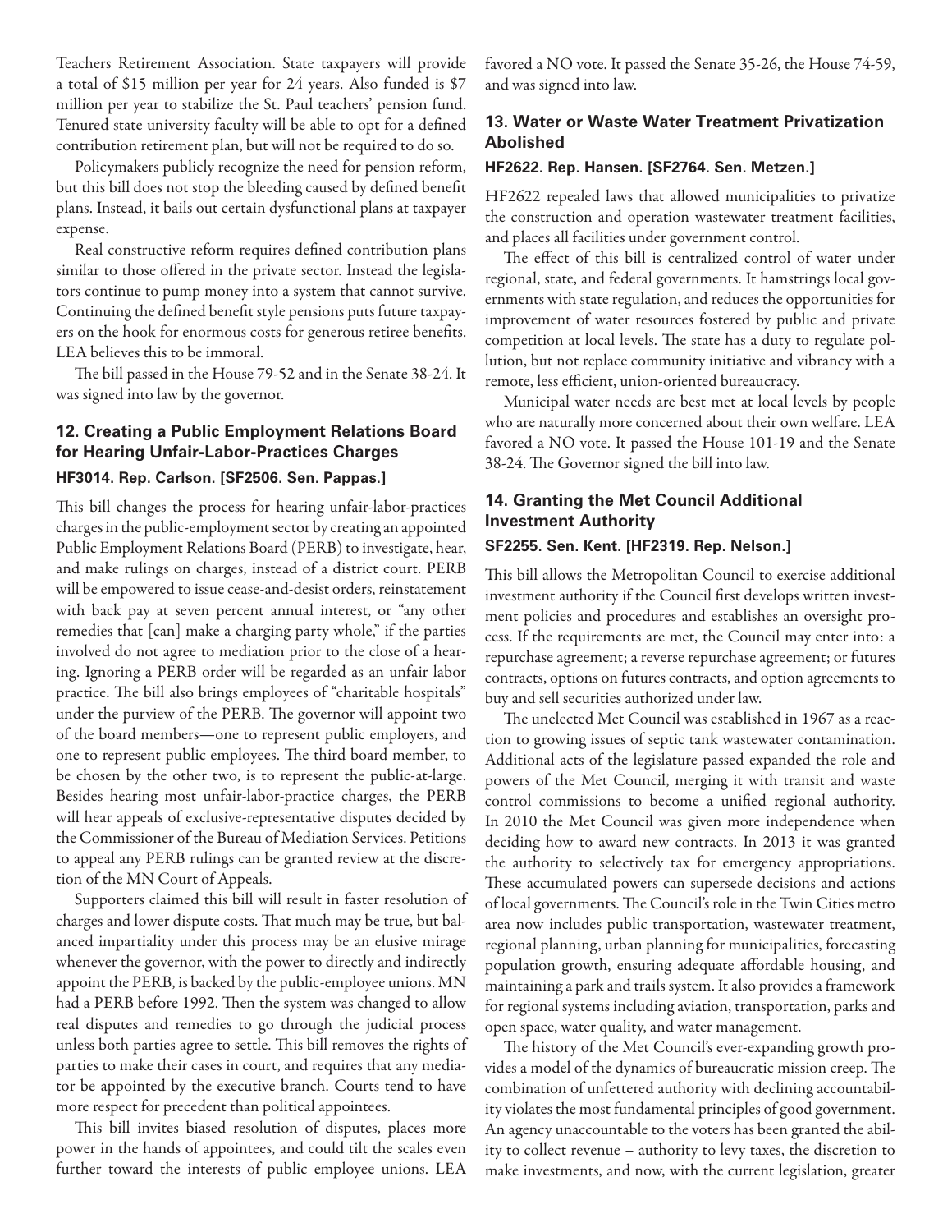Teachers Retirement Association. State taxpayers will provide a total of $15 million per year for 24 years. Also funded is $7 million per year to stabilize the St. Paul teachers' pension fund. Tenured state university faculty will be able to opt for a defined contribution retirement plan, but will not be required to do so.

Policymakers publicly recognize the need for pension reform, but this bill does not stop the bleeding caused by defined benefit plans. Instead, it bails out certain dysfunctional plans at taxpayer expense.

Real constructive reform requires defined contribution plans similar to those offered in the private sector. Instead the legislators continue to pump money into a system that cannot survive. Continuing the defined benefit style pensions puts future taxpayers on the hook for enormous costs for generous retiree benefits. LEA believes this to be immoral.

The bill passed in the House 79-52 and in the Senate 38-24. It was signed into law by the governor.

### 12. Creating a Public Employment Relations Board for Hearing Unfair-Labor-Practices Charges

#### HF3014. Rep. Carlson. [SF2506. Sen. Pappas.]

This bill changes the process for hearing unfair-labor-practices charges in the public-employment sector by creating an appointed Public Employment Relations Board (PERB) to investigate, hear, and make rulings on charges, instead of a district court. PERB will be empowered to issue cease-and-desist orders, reinstatement with back pay at seven percent annual interest, or "any other remedies that [can] make a charging party whole," if the parties involved do not agree to mediation prior to the close of a hearing. Ignoring a PERB order will be regarded as an unfair labor practice. The bill also brings employees of "charitable hospitals" under the purview of the PERB. The governor will appoint two of the board members—one to represent public employers, and one to represent public employees. The third board member, to be chosen by the other two, is to represent the public-at-large. Besides hearing most unfair-labor-practice charges, the PERB will hear appeals of exclusive-representative disputes decided by the Commissioner of the Bureau of Mediation Services. Petitions to appeal any PERB rulings can be granted review at the discretion of the MN Court of Appeals.

Supporters claimed this bill will result in faster resolution of charges and lower dispute costs. That much may be true, but balanced impartiality under this process may be an elusive mirage whenever the governor, with the power to directly and indirectly appoint the PERB, is backed by the public-employee unions. MN had a PERB before 1992. Then the system was changed to allow real disputes and remedies to go through the judicial process unless both parties agree to settle. This bill removes the rights of parties to make their cases in court, and requires that any mediator be appointed by the executive branch. Courts tend to have more respect for precedent than political appointees.

This bill invites biased resolution of disputes, places more power in the hands of appointees, and could tilt the scales even further toward the interests of public employee unions. LEA favored a NO vote. It passed the Senate 35-26, the House 74-59, and was signed into law.

### 13. Water or Waste Water Treatment Privatization Abolished

#### HF2622. Rep. Hansen. [SF2764. Sen. Metzen.]

HF2622 repealed laws that allowed municipalities to privatize the construction and operation wastewater treatment facilities, and places all facilities under government control.

The effect of this bill is centralized control of water under regional, state, and federal governments. It hamstrings local governments with state regulation, and reduces the opportunities for improvement of water resources fostered by public and private competition at local levels. The state has a duty to regulate pollution, but not replace community initiative and vibrancy with a remote, less efficient, union-oriented bureaucracy.

Municipal water needs are best met at local levels by people who are naturally more concerned about their own welfare. LEA favored a NO vote. It passed the House 101-19 and the Senate 38-24. The Governor signed the bill into law.

### 14. Granting the Met Council Additional Investment Authority

#### SF2255. Sen. Kent. [HF2319. Rep. Nelson.]

This bill allows the Metropolitan Council to exercise additional investment authority if the Council first develops written investment policies and procedures and establishes an oversight process. If the requirements are met, the Council may enter into: a repurchase agreement; a reverse repurchase agreement; or futures contracts, options on futures contracts, and option agreements to buy and sell securities authorized under law.

The unelected Met Council was established in 1967 as a reaction to growing issues of septic tank wastewater contamination. Additional acts of the legislature passed expanded the role and powers of the Met Council, merging it with transit and waste control commissions to become a unified regional authority. In 2010 the Met Council was given more independence when deciding how to award new contracts. In 2013 it was granted the authority to selectively tax for emergency appropriations. These accumulated powers can supersede decisions and actions of local governments. The Council's role in the Twin Cities metro area now includes public transportation, wastewater treatment, regional planning, urban planning for municipalities, forecasting population growth, ensuring adequate affordable housing, and maintaining a park and trails system. It also provides a framework for regional systems including aviation, transportation, parks and open space, water quality, and water management.

The history of the Met Council's ever-expanding growth provides a model of the dynamics of bureaucratic mission creep. The combination of unfettered authority with declining accountability violates the most fundamental principles of good government. An agency unaccountable to the voters has been granted the ability to collect revenue – authority to levy taxes, the discretion to make investments, and now, with the current legislation, greater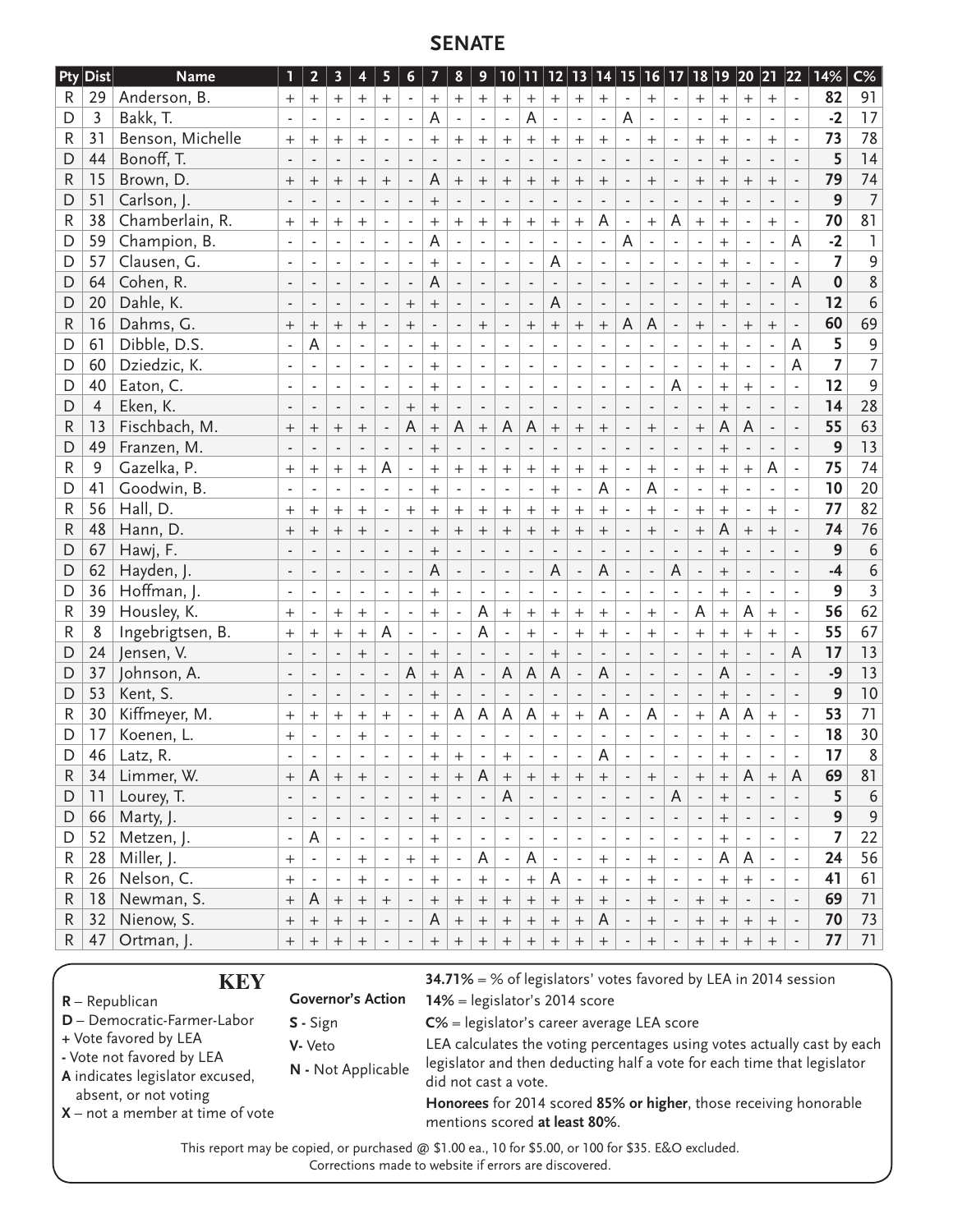## SENATE

| Pty | Dist | Name | 1 | 2 | 3 | 4 | 5 | 6 | 7 | 8 | 9 | 10 | 11 | 12 | 13 | 14 | 15 | 16 | 17 | 18 | 19 | 20 | 21 | 22 | 14% | C% |
|---|---|---|---|---|---|---|---|---|---|---|---|---|---|---|---|---|---|---|---|---|---|---|---|---|---|---|
| R | 29 | Anderson, B. | + | + | + | + | + | - | + | + | + | + | + | + | + | + | - | + | - | + | + | + | + | - | **82** | 91 |
| D | 3 | Bakk, T. | - | - | - | - | - | - | A | - | - | - | A | - | - | - | A | - | - | - | + | - | - | - | **-2** | 17 |
| R | 31 | Benson, Michelle | + | + | + | + | - | - | + | + | + | + | + | + | + | + | - | + | - | + | + | - | + | - | **73** | 78 |
| D | 44 | Bonoff, T. | - | - | - | - | - | - | - | - | - | - | - | - | - | - | - | - | - | - | + | - | - | - | **5** | 14 |
| R | 15 | Brown, D. | + | + | + | + | + | - | A | + | + | + | + | + | + | + | - | + | - | + | + | + | + | - | **79** | 74 |
| D | 51 | Carlson, J. | - | - | - | - | - | - | + | - | - | - | - | - | - | - | - | - | - | - | + | - | - | - | **9** | 7 |
| R | 38 | Chamberlain, R. | + | + | + | + | - | - | + | + | + | + | + | + | + | A | - | + | A | + | + | - | + | - | **70** | 81 |
| D | 59 | Champion, B. | - | - | - | - | - | - | A | - | - | - | - | - | - | - | A | - | - | - | + | - | - | A | **-2** | 1 |
| D | 57 | Clausen, G. | - | - | - | - | - | - | + | - | - | - | - | A | - | - | - | - | - | - | + | - | - | - | **7** | 9 |
| D | 64 | Cohen, R. | - | - | - | - | - | - | A | - | - | - | - | - | - | - | - | - | - | - | + | - | - | A | **0** | 8 |
| D | 20 | Dahle, K. | - | - | - | - | - | + | + | - | - | - | - | A | - | - | - | - | - | - | + | - | - | - | **12** | 6 |
| R | 16 | Dahms, G. | + | + | + | + | - | + | - | - | + | - | + | + | + | + | A | A | - | + | - | + | + | - | **60** | 69 |
| D | 61 | Dibble, D.S. | - | A | - | - | - | - | + | - | - | - | - | - | - | - | - | - | - | - | + | - | - | A | **5** | 9 |
| D | 60 | Dziedzic, K. | - | - | - | - | - | - | + | - | - | - | - | - | - | - | - | - | - | - | + | - | - | A | **7** | 7 |
| D | 40 | Eaton, C. | - | - | - | - | - | - | + | - | - | - | - | - | - | - | - | - | A | - | + | + | - | - | **12** | 9 |
| D | 4 | Eken, K. | - | - | - | - | - | + | + | - | - | - | - | - | - | - | - | - | - | - | + | - | - | - | **14** | 28 |
| R | 13 | Fischbach, M. | + | + | + | + | - | A | + | A | + | A | A | + | + | + | - | + | - | + | A | A | - | - | **55** | 63 |
| D | 49 | Franzen, M. | - | - | - | - | - | - | + | - | - | - | - | - | - | - | - | - | - | - | + | - | - | - | **9** | 13 |
| R | 9 | Gazelka, P. | + | + | + | + | A | - | + | + | + | + | + | + | + | + | - | + | - | + | + | + | A | - | **75** | 74 |
| D | 41 | Goodwin, B. | - | - | - | - | - | - | + | - | - | - | - | + | - | A | - | A | - | - | + | - | - | - | **10** | 20 |
| R | 56 | Hall, D. | + | + | + | + | - | + | + | + | + | + | + | + | + | + | - | + | - | + | + | - | + | - | **77** | 82 |
| R | 48 | Hann, D. | + | + | + | + | - | - | + | + | + | + | + | + | + | + | - | + | - | + | A | + | + | - | **74** | 76 |
| D | 67 | Hawj, F. | - | - | - | - | - | - | + | - | - | - | - | - | - | - | - | - | - | - | + | - | - | - | **9** | 6 |
| D | 62 | Hayden, J. | - | - | - | - | - | - | A | - | - | - | - | A | - | A | - | - | A | - | + | - | - | - | **-4** | 6 |
| D | 36 | Hoffman, J. | - | - | - | - | - | - | + | - | - | - | - | - | - | - | - | - | - | - | + | - | - | - | **9** | 3 |
| R | 39 | Housley, K. | + | - | + | + | - | - | + | - | A | + | + | + | + | + | - | + | - | A | + | A | + | - | **56** | 62 |
| R | 8 | Ingebrigtsen, B. | + | + | + | + | A | - | - | - | A | - | + | - | + | + | - | + | - | + | + | + | + | - | **55** | 67 |
| D | 24 | Jensen, V. | - | - | - | + | - | - | + | - | - | - | - | + | - | - | - | - | - | - | + | - | - | A | **17** | 13 |
| D | 37 | Johnson, A. | - | - | - | - | - | A | + | A | - | A | A | A | - | A | - | - | - | - | A | - | - | - | **-9** | 13 |
| D | 53 | Kent, S. | - | - | - | - | - | - | + | - | - | - | - | - | - | - | - | - | - | - | + | - | - | - | **9** | 10 |
| R | 30 | Kiffmeyer, M. | + | + | + | + | + | - | + | A | A | A | A | + | + | A | - | A | - | + | A | A | + | - | **53** | 71 |
| D | 17 | Koenen, L. | + | - | - | + | - | - | + | - | - | - | - | - | - | - | - | - | - | - | + | - | - | - | **18** | 30 |
| D | 46 | Latz, R. | - | - | - | - | - | - | + | + | - | + | - | - | - | A | - | - | - | - | + | - | - | - | **17** | 8 |
| R | 34 | Limmer, W. | + | A | + | + | - | - | + | + | A | + | + | + | + | + | - | + | - | + | + | A | + | A | **69** | 81 |
| D | 11 | Lourey, T. | - | - | - | - | - | - | + | - | - | A | - | - | - | - | - | - | A | - | + | - | - | - | **5** | 6 |
| D | 66 | Marty, J. | - | - | - | - | - | - | + | - | - | - | - | - | - | - | - | - | - | - | + | - | - | - | **9** | 9 |
| D | 52 | Metzen, J. | - | A | - | - | - | - | + | - | - | - | - | - | - | - | - | - | - | - | + | - | - | - | **7** | 22 |
| R | 28 | Miller, J. | + | - | - | + | - | + | + | - | A | - | A | - | - | + | - | + | - | - | A | A | - | - | **24** | 56 |
| R | 26 | Nelson, C. | + | - | - | + | - | - | + | - | + | - | + | A | - | + | - | + | - | - | + | + | - | - | **41** | 61 |
| R | 18 | Newman, S. | + | A | + | + | + | - | + | + | + | + | + | + | + | + | - | + | - | + | + | - | - | - | **69** | 71 |
| R | 32 | Nienow, S. | + | + | + | + | - | - | A | + | + | + | + | + | + | A | - | + | - | + | + | + | + | - | **70** | 73 |
| R | 47 | Ortman, J. | + | + | + | + | - | - | + | + | + | + | + | + | + | + | - | + | - | + | + | + | + | - | **77** | 71 |

## KEY

**R** – Republican
**D** – Democratic-Farmer-Labor
**+** Vote favored by LEA
**-** Vote not favored by LEA
**A** indicates legislator excused, absent, or not voting
**X** – not a member at time of vote

**Governor's Action**
**S -** Sign
**V-** Veto
**N -** Not Applicable

**34.71%** = % of legislators' votes favored by LEA in 2014 session
**14%** = legislator's 2014 score
**C%** = legislator's career average LEA score

LEA calculates the voting percentages using votes actually cast by each legislator and then deducting half a vote for each time that legislator did not cast a vote.

**Honorees** for 2014 scored **85% or higher**, those receiving honorable mentions scored **at least 80%**.

This report may be copied, or purchased @ $1.00 ea., 10 for $5.00, or 100 for $35. E&O excluded.
Corrections made to website if errors are discovered.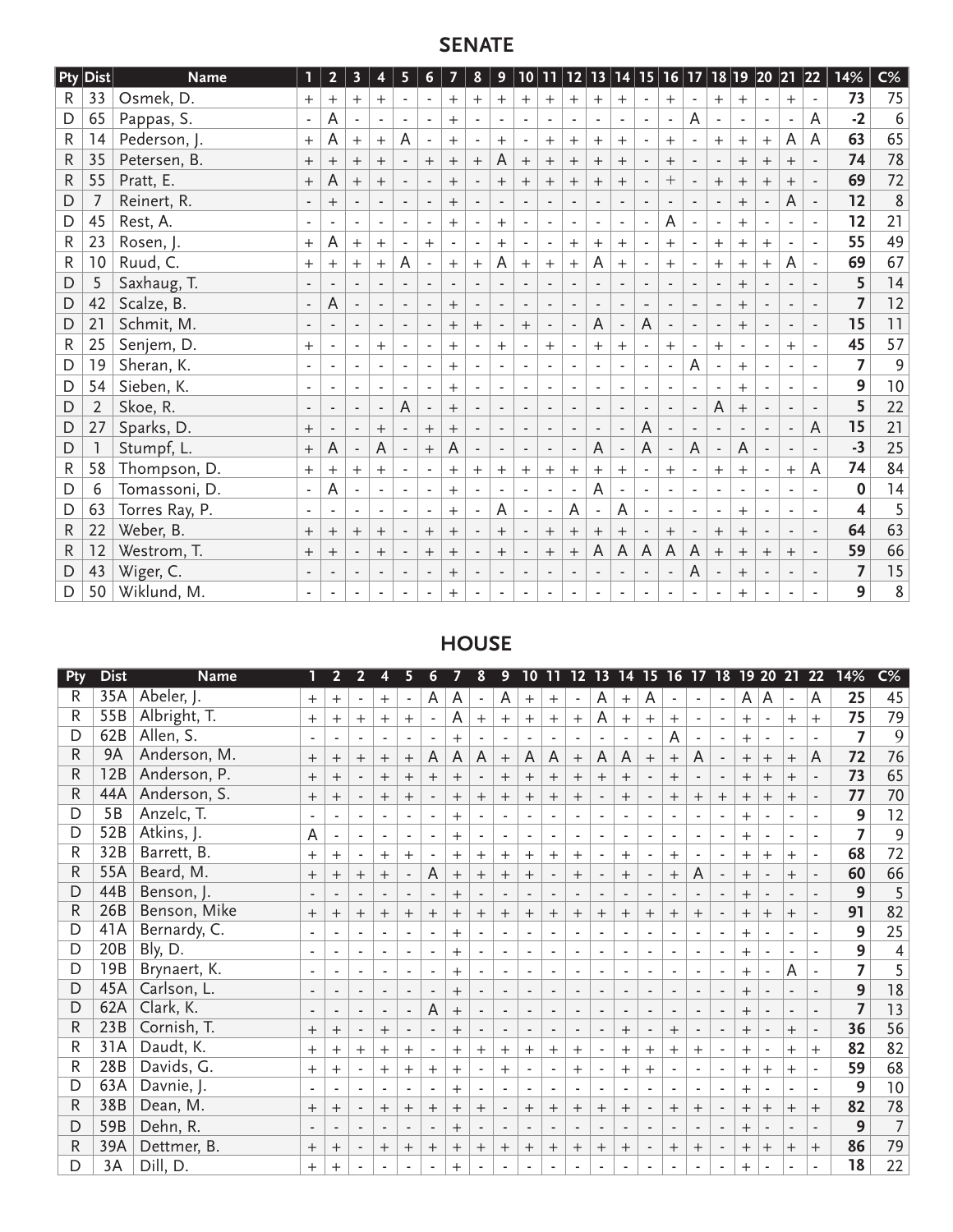## SENATE

| Pty | Dist | Name | 1 | 2 | 3 | 4 | 5 | 6 | 7 | 8 | 9 | 10 | 11 | 12 | 13 | 14 | 15 | 16 | 17 | 18 | 19 | 20 | 21 | 22 | 14% | C% |
|---|---|---|---|---|---|---|---|---|---|---|---|---|---|---|---|---|---|---|---|---|---|---|---|---|---|---|
| R | 33 | Osmek, D. | + | + | + | + | - | - | + | + | + | + | + | + | + | + | - | + | - | + | + | - | + | - | **73** | 75 |
| D | 65 | Pappas, S. | - | A | - | - | - | - | + | - | - | - | - | - | - | - | - | - | A | - | - | - | - | A | **-2** | 6 |
| R | 14 | Pederson, J. | + | A | + | + | A | - | + | - | + | - | + | + | + | + | - | + | - | + | + | + | A | A | **63** | 65 |
| R | 35 | Petersen, B. | + | + | + | + | - | + | + | + | A | + | + | + | + | + | - | + | - | - | + | + | + | - | **74** | 78 |
| R | 55 | Pratt, E. | + | A | + | + | - | - | + | - | + | + | + | + | + | + | - | + | - | + | + | + | + | - | **69** | 72 |
| D | 7 | Reinert, R. | - | + | - | - | - | - | + | - | - | - | - | - | - | - | - | - | - | - | + | - | A | - | **12** | 8 |
| D | 45 | Rest, A. | - | - | - | - | - | - | + | - | + | - | - | - | - | - | - | A | - | - | + | - | - | - | **12** | 21 |
| R | 23 | Rosen, J. | + | A | + | + | - | + | - | - | + | - | - | + | + | + | - | + | - | + | + | + | - | - | **55** | 49 |
| R | 10 | Ruud, C. | + | + | + | + | A | - | + | + | A | + | + | + | A | + | - | + | - | + | + | + | A | - | **69** | 67 |
| D | 5 | Saxhaug, T. | - | - | - | - | - | - | - | - | - | - | - | - | - | - | - | - | - | - | + | - | - | - | **5** | 14 |
| D | 42 | Scalze, B. | - | A | - | - | - | - | + | - | - | - | - | - | - | - | - | - | - | - | + | - | - | - | **7** | 12 |
| D | 21 | Schmit, M. | - | - | - | - | - | - | + | + | - | + | - | - | A | - | A | - | - | - | + | - | - | - | **15** | 11 |
| R | 25 | Senjem, D. | + | - | - | + | - | - | + | - | + | - | + | - | + | + | - | + | - | + | - | - | + | - | **45** | 57 |
| D | 19 | Sheran, K. | - | - | - | - | - | - | + | - | - | - | - | - | - | - | - | - | A | - | + | - | - | - | **7** | 9 |
| D | 54 | Sieben, K. | - | - | - | - | - | - | + | - | - | - | - | - | - | - | - | - | - | - | + | - | - | - | **9** | 10 |
| D | 2 | Skoe, R. | - | - | - | - | A | - | + | - | - | - | - | - | - | - | - | - | - | A | + | - | - | - | **5** | 22 |
| D | 27 | Sparks, D. | + | - | - | + | - | + | + | - | - | - | - | - | - | - | A | - | - | - | - | - | - | A | **15** | 21 |
| D | 1 | Stumpf, L. | + | A | - | A | - | + | A | - | - | - | - | - | A | - | A | - | A | - | A | - | - | - | **-3** | 25 |
| R | 58 | Thompson, D. | + | + | + | + | - | - | + | + | + | + | + | + | + | + | - | + | - | + | + | - | + | A | **74** | 84 |
| D | 6 | Tomassoni, D. | - | A | - | - | - | - | + | - | - | - | - | - | A | - | - | - | - | - | - | - | - | - | **0** | 14 |
| D | 63 | Torres Ray, P. | - | - | - | - | - | - | + | - | A | - | - | A | - | A | - | - | - | - | + | - | - | - | **4** | 5 |
| R | 22 | Weber, B. | + | + | + | + | - | + | + | - | + | - | + | + | + | + | - | + | - | + | + | - | - | - | **64** | 63 |
| R | 12 | Westrom, T. | + | + | - | + | - | + | + | - | + | - | + | + | A | A | A | A | A | + | + | + | + | - | **59** | 66 |
| D | 43 | Wiger, C. | - | - | - | - | - | - | + | - | - | - | - | - | - | - | - | - | A | - | + | - | - | - | **7** | 15 |
| D | 50 | Wiklund, M. | - | - | - | - | - | - | + | - | - | - | - | - | - | - | - | - | - | - | + | - | - | - | **9** | 8 |

## HOUSE

| Pty | Dist | Name | 1 | 2 | 2 | 4 | 5 | 6 | 7 | 8 | 9 | 10 | 11 | 12 | 13 | 14 | 15 | 16 | 17 | 18 | 19 | 20 | 21 | 22 | 14% | C% |
|---|---|---|---|---|---|---|---|---|---|---|---|---|---|---|---|---|---|---|---|---|---|---|---|---|---|---|
| R | 35A | Abeler, J. | + | + | - | + | - | A | A | - | A | + | + | - | A | + | A | - | - | - | A | A | - | A | **25** | 45 |
| R | 55B | Albright, T. | + | + | + | + | + | - | A | + | + | + | + | + | A | + | + | + | - | - | + | - | + | + | **75** | 79 |
| D | 62B | Allen, S. | - | - | - | - | - | - | + | - | - | - | - | - | - | - | - | A | - | - | + | - | - | - | **7** | 9 |
| R | 9A | Anderson, M. | + | + | + | + | + | A | A | A | + | A | A | + | A | A | + | + | A | - | + | + | + | A | **72** | 76 |
| R | 12B | Anderson, P. | + | + | - | + | + | + | + | - | + | + | + | + | + | + | - | + | - | - | + | + | + | - | **73** | 65 |
| R | 44A | Anderson, S. | + | + | - | + | + | - | + | + | + | + | + | + | - | + | - | + | + | + | + | + | + | - | **77** | 70 |
| D | 5B | Anzelc, T. | - | - | - | - | - | - | + | - | - | - | - | - | - | - | - | - | - | - | + | - | - | - | **9** | 12 |
| D | 52B | Atkins, J. | A | - | - | - | - | - | + | - | - | - | - | - | - | - | - | - | - | - | + | - | - | - | **7** | 9 |
| R | 32B | Barrett, B. | + | + | - | + | + | - | + | + | + | + | + | + | - | + | - | + | - | - | + | + | + | - | **68** | 72 |
| R | 55A | Beard, M. | + | + | + | + | - | A | + | + | + | + | - | + | - | + | - | + | A | - | + | - | + | - | **60** | 66 |
| D | 44B | Benson, J. | - | - | - | - | - | - | + | - | - | - | - | - | - | - | - | - | - | - | + | - | - | - | **9** | 5 |
| R | 26B | Benson, Mike | + | + | + | + | + | + | + | + | + | + | + | + | + | + | + | + | + | - | + | + | + | - | **91** | 82 |
| D | 41A | Bernardy, C. | - | - | - | - | - | - | + | - | - | - | - | - | - | - | - | - | - | - | + | - | - | - | **9** | 25 |
| D | 20B | Bly, D. | - | - | - | - | - | - | + | - | - | - | - | - | - | - | - | - | - | - | + | - | - | - | **9** | 4 |
| D | 19B | Brynaert, K. | - | - | - | - | - | - | + | - | - | - | - | - | - | - | - | - | - | - | + | - | A | - | **7** | 5 |
| D | 45A | Carlson, L. | - | - | - | - | - | - | + | - | - | - | - | - | - | - | - | - | - | - | + | - | - | - | **9** | 18 |
| D | 62A | Clark, K. | - | - | - | - | - | A | + | - | - | - | - | - | - | - | - | - | - | - | + | - | - | - | **7** | 13 |
| R | 23B | Cornish, T. | + | + | - | + | - | - | + | - | - | - | - | - | - | + | - | + | - | - | + | - | + | - | **36** | 56 |
| R | 31A | Daudt, K. | + | + | + | + | + | - | + | + | + | + | + | + | - | + | + | + | + | - | + | - | + | + | **82** | 82 |
| R | 28B | Davids, G. | + | + | - | + | + | + | + | - | + | - | - | + | - | + | + | - | - | - | + | + | + | - | **59** | 68 |
| D | 63A | Davnie, J. | - | - | - | - | - | - | + | - | - | - | - | - | - | - | - | - | - | - | + | - | - | - | **9** | 10 |
| R | 38B | Dean, M. | + | + | - | + | + | + | + | + | - | + | + | + | + | + | - | + | + | - | + | + | + | + | **82** | 78 |
| D | 59B | Dehn, R. | - | - | - | - | - | - | + | - | - | - | - | - | - | - | - | - | - | - | + | - | - | - | **9** | 7 |
| R | 39A | Dettmer, B. | + | + | - | + | + | + | + | + | + | + | + | + | + | + | - | + | + | - | + | + | + | + | **86** | 79 |
| D | 3A | Dill, D. | + | + | - | - | - | - | + | - | - | - | - | - | - | - | - | - | - | - | + | - | - | - | **18** | 22 |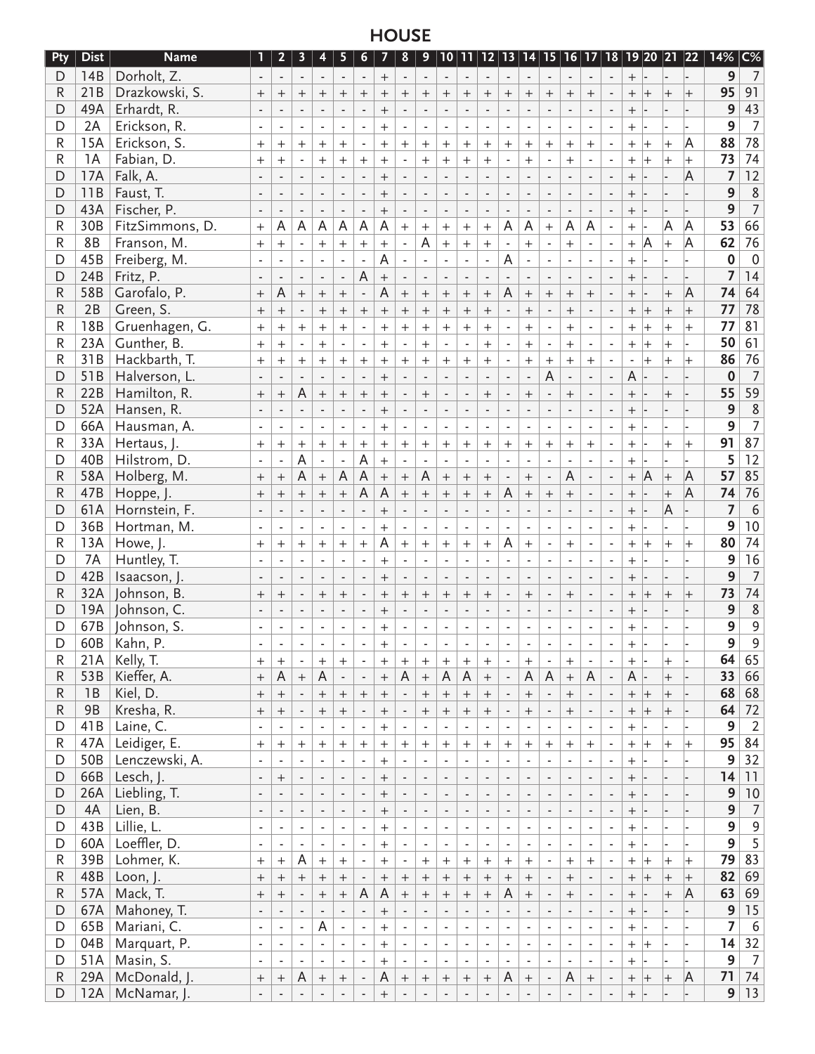## HOUSE

| Pty | Dist | Name | 1 | 2 | 3 | 4 | 5 | 6 | 7 | 8 | 9 | 10 | 11 | 12 | 13 | 14 | 15 | 16 | 17 | 18 | 19 | 20 | 21 | 22 | 14% | C% |
|---|---|---|---|---|---|---|---|---|---|---|---|---|---|---|---|---|---|---|---|---|---|---|---|---|---|---|
| D | 14B | Dorholt, Z. | - | - | - | - | - | - | + | - | - | - | - | - | - | - | - | - | - | - | + | - | - | - | 9 | 7 |
| R | 21B | Drazkowski, S. | + | + | + | + | + | + | + | + | + | + | + | + | + | + | + | + | + | - | + | + | + | + | 95 | 91 |
| D | 49A | Erhardt, R. | - | - | - | - | - | - | + | - | - | - | - | - | - | - | - | - | - | - | + | - | - | - | 9 | 43 |
| D | 2A | Erickson, R. | - | - | - | - | - | - | + | - | - | - | - | - | - | - | - | - | - | - | + | - | - | - | 9 | 7 |
| R | 15A | Erickson, S. | + | + | + | + | + | - | + | + | + | + | + | + | + | + | + | + | + | - | + | + | + | A | 88 | 78 |
| R | 1A | Fabian, D. | + | + | - | + | + | + | + | + | - | + | + | + | + | - | + | - | + | - | - | + | + | + | + | 73 | 74 |
| D | 17A | Falk, A. | - | - | - | - | - | - | + | - | - | - | - | - | - | - | - | - | - | - | + | - | - | A | 7 | 12 |
| D | 11B | Faust, T. | - | - | - | - | - | - | + | - | - | - | - | - | - | - | - | - | - | - | + | - | - | - | 9 | 8 |
| D | 43A | Fischer, P. | - | - | - | - | - | - | + | - | - | - | - | - | - | - | - | - | - | - | + | - | - | - | 9 | 7 |
| R | 30B | FitzSimmons, D. | + | A | A | A | A | A | A | + | + | + | + | + | A | A | + | A | A | - | + | - | A | A | 53 | 66 |
| R | 8B | Franson, M. | + | + | - | + | + | + | + | + | - | A | + | + | + | - | + | - | + | - | - | + | A | + | A | 62 | 76 |
| D | 45B | Freiberg, M. | - | - | - | - | - | - | A | - | - | - | - | - | A | - | - | - | - | - | + | - | - | - | 0 | 0 |
| D | 24B | Fritz, P. | - | - | - | - | - | A | + | - | - | - | - | - | - | - | - | - | - | - | + | - | - | - | 7 | 14 |
| R | 58B | Garofalo, P. | + | A | + | + | + | - | A | + | + | + | + | + | A | + | + | + | + | - | + | - | + | A | 74 | 64 |
| R | 2B | Green, S. | + | + | - | + | + | + | + | + | + | + | + | + | - | + | - | + | - | - | + | + | + | + | 77 | 78 |
| R | 18B | Gruenhagen, G. | + | + | + | + | + | - | + | + | + | + | + | + | - | + | - | + | - | - | + | + | + | + | 77 | 81 |
| R | 23A | Gunther, B. | + | + | - | + | - | - | + | - | + | - | - | + | - | + | - | + | - | - | + | + | + | - | 50 | 61 |
| R | 31B | Hackbarth, T. | + | + | + | + | + | + | + | + | + | + | + | + | - | + | + | + | + | - | - | + | + | + | 86 | 76 |
| D | 51B | Halverson, L. | - | - | - | - | - | - | + | - | - | - | - | - | - | - | A | - | - | - | A | - | - | - | 0 | 7 |
| R | 22B | Hamilton, R. | + | + | A | + | + | + | + | - | + | - | - | + | - | + | - | + | - | - | + | - | + | - | 55 | 59 |
| D | 52A | Hansen, R. | - | - | - | - | - | - | + | - | - | - | - | - | - | - | - | - | - | - | + | - | - | - | 9 | 8 |
| D | 66A | Hausman, A. | - | - | - | - | - | - | + | - | - | - | - | - | - | - | - | - | - | - | + | - | - | - | 9 | 7 |
| R | 33A | Hertaus, J. | + | + | + | + | + | + | + | + | + | + | + | + | + | + | + | + | + | - | + | - | + | + | 91 | 87 |
| D | 40B | Hilstrom, D. | - | - | A | - | - | A | + | - | - | - | - | - | - | - | - | - | - | - | + | - | - | - | 5 | 12 |
| R | 58A | Holberg, M. | + | + | A | + | A | A | + | + | A | + | + | + | - | + | - | A | - | - | + | A | + | A | 57 | 85 |
| R | 47B | Hoppe, J. | + | + | + | + | + | A | A | + | + | + | + | + | A | + | + | + | - | - | + | - | + | A | 74 | 76 |
| D | 61A | Hornstein, F. | - | - | - | - | - | - | + | - | - | - | - | - | - | - | - | - | - | - | + | - | A | - | 7 | 6 |
| D | 36B | Hortman, M. | - | - | - | - | - | - | + | - | - | - | - | - | - | - | - | - | - | - | + | - | - | - | 9 | 10 |
| R | 13A | Howe, J. | + | + | + | + | + | + | A | + | + | + | + | + | A | + | - | + | - | - | + | + | + | + | 80 | 74 |
| D | 7A | Huntley, T. | - | - | - | - | - | - | + | - | - | - | - | - | - | - | - | - | - | - | + | - | - | - | 9 | 16 |
| D | 42B | Isaacson, J. | - | - | - | - | - | - | + | - | - | - | - | - | - | - | - | - | - | - | + | - | - | - | 9 | 7 |
| R | 32A | Johnson, B. | + | + | - | + | + | - | + | + | + | + | + | + | - | + | - | + | - | - | + | + | + | + | 73 | 74 |
| D | 19A | Johnson, C. | - | - | - | - | - | - | + | - | - | - | - | - | - | - | - | - | - | - | + | - | - | - | 9 | 8 |
| D | 67B | Johnson, S. | - | - | - | - | - | - | + | - | - | - | - | - | - | - | - | - | - | - | + | - | - | - | 9 | 9 |
| D | 60B | Kahn, P. | - | - | - | - | - | - | + | - | - | - | - | - | - | - | - | - | - | - | + | - | - | - | 9 | 9 |
| R | 21A | Kelly, T. | + | + | - | + | + | - | + | + | + | + | + | + | - | + | - | + | - | - | + | - | + | - | 64 | 65 |
| R | 53B | Kieffer, A. | + | A | + | A | - | - | + | A | + | A | A | + | - | A | A | + | A | - | A | - | + | - | 33 | 66 |
| R | 1B | Kiel, D. | + | + | - | + | + | + | + | + | - | + | + | + | + | - | + | - | + | - | - | + | + | + | - | 68 | 68 |
| R | 9B | Kresha, R. | + | + | - | + | + | - | + | - | + | + | + | + | - | + | - | + | - | - | + | + | + | - | 64 | 72 |
| D | 41B | Laine, C. | - | - | - | - | - | - | + | - | - | - | - | - | - | - | - | - | - | - | + | - | - | - | 9 | 2 |
| R | 47A | Leidiger, E. | + | + | + | + | + | + | + | + | + | + | + | + | + | + | + | + | + | - | + | + | + | + | 95 | 84 |
| D | 50B | Lenczewski, A. | - | - | - | - | - | - | + | - | - | - | - | - | - | - | - | - | - | - | + | - | - | - | 9 | 32 |
| D | 66B | Lesch, J. | - | + | - | - | - | - | + | - | - | - | - | - | - | - | - | - | - | - | + | - | - | - | 14 | 11 |
| D | 26A | Liebling, T. | - | - | - | - | - | - | + | - | - | - | - | - | - | - | - | - | - | - | + | - | - | - | 9 | 10 |
| D | 4A | Lien, B. | - | - | - | - | - | - | + | - | - | - | - | - | - | - | - | - | - | - | + | - | - | - | 9 | 7 |
| D | 43B | Lillie, L. | - | - | - | - | - | - | + | - | - | - | - | - | - | - | - | - | - | - | + | - | - | - | 9 | 9 |
| D | 60A | Loeffler, D. | - | - | - | - | - | - | + | - | - | - | - | - | - | - | - | - | - | - | + | - | - | - | 9 | 5 |
| R | 39B | Lohmer, K. | + | + | A | + | + | - | + | - | + | + | + | + | + | + | - | + | + | - | + | + | + | + | 79 | 83 |
| R | 48B | Loon, J. | + | + | + | + | + | - | + | + | + | + | + | + | + | + | - | + | - | - | + | + | + | + | 82 | 69 |
| R | 57A | Mack, T. | + | + | - | + | + | A | A | + | + | + | + | + | A | + | - | + | - | - | + | - | + | A | 63 | 69 |
| D | 67A | Mahoney, T. | - | - | - | - | - | - | + | - | - | - | - | - | - | - | - | - | - | - | + | - | - | - | 9 | 15 |
| D | 65B | Mariani, C. | - | - | - | A | - | - | + | - | - | - | - | - | - | - | - | - | - | - | + | - | - | - | 7 | 6 |
| D | 04B | Marquart, P. | - | - | - | - | - | - | + | - | - | - | - | - | - | - | - | - | - | - | + | + | - | - | 14 | 32 |
| D | 51A | Masin, S. | - | - | - | - | - | - | + | - | - | - | - | - | - | - | - | - | - | - | + | - | - | - | 9 | 7 |
| R | 29A | McDonald, J. | + | + | A | + | + | - | A | + | + | + | + | + | A | + | - | A | + | - | + | + | + | A | 71 | 74 |
| D | 12A | McNamar, J. | - | - | - | - | - | - | + | - | - | - | - | - | - | - | - | - | - | - | + | - | - | - | 9 | 13 |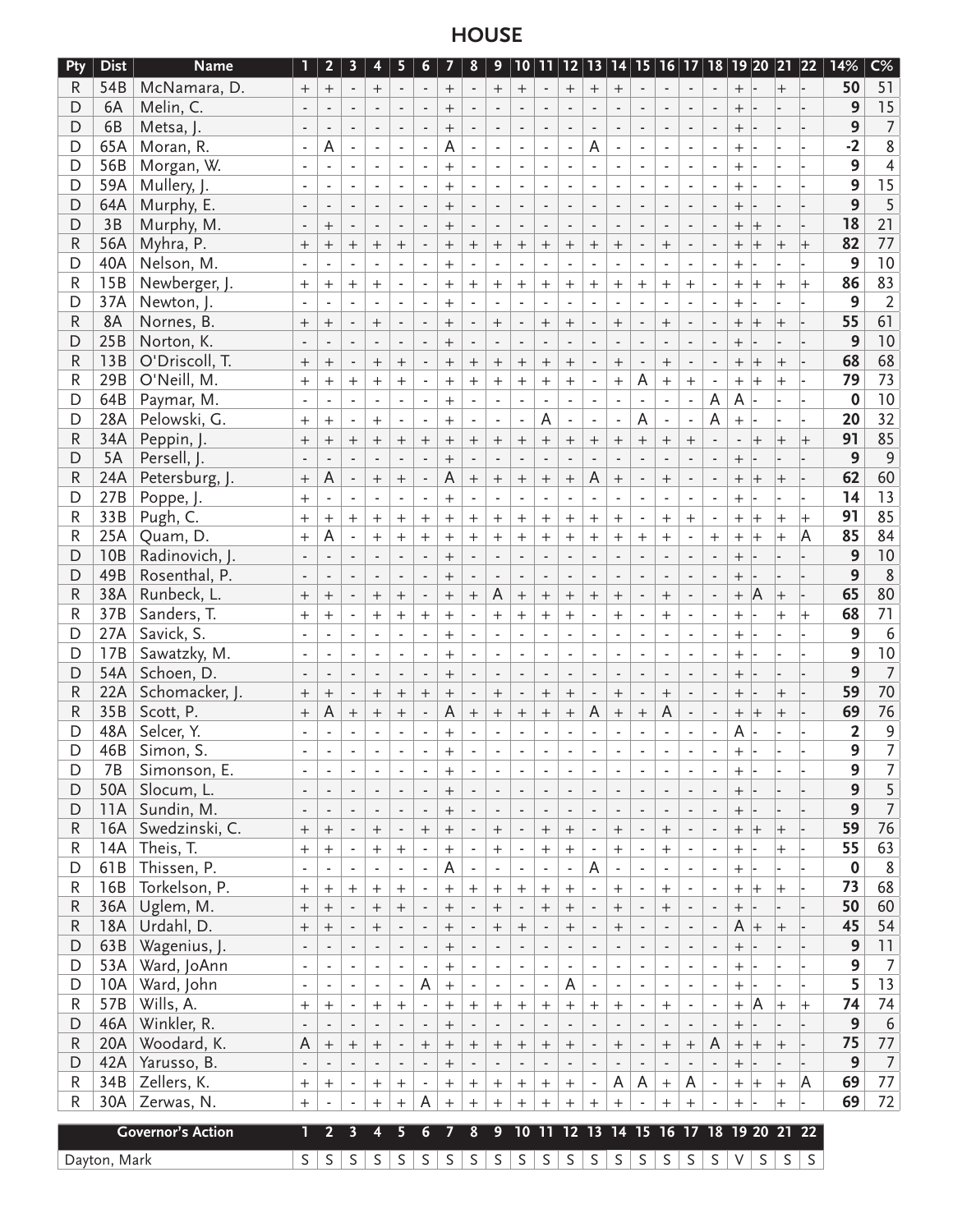# HOUSE

| Pty | Dist | Name | 1 | 2 | 3 | 4 | 5 | 6 | 7 | 8 | 9 | 10 | 11 | 12 | 13 | 14 | 15 | 16 | 17 | 18 | 19 | 20 | 21 | 22 | 14% | C% |
|---|---|---|---|---|---|---|---|---|---|---|---|---|---|---|---|---|---|---|---|---|---|---|---|---|---|---|
| R | 54B | McNamara, D. | + | + | - | + | - | - | + | - | + | + | - | + | + | + | - | - | - | - | + | - | + | - | 50 | 51 |
| D | 6A | Melin, C. | - | - | - | - | - | - | + | - | - | - | - | - | - | - | - | - | - | - | + | - | - | - | 9 | 15 |
| D | 6B | Metsa, J. | - | - | - | - | - | - | + | - | - | - | - | - | - | - | - | - | - | - | + | - | - | - | 9 | 7 |
| D | 65A | Moran, R. | - | A | - | - | - | - | A | - | - | - | - | - | A | - | - | - | - | - | + | - | - | - | -2 | 8 |
| D | 56B | Morgan, W. | - | - | - | - | - | - | + | - | - | - | - | - | - | - | - | - | - | - | + | - | - | - | 9 | 4 |
| D | 59A | Mullery, J. | - | - | - | - | - | - | + | - | - | - | - | - | - | - | - | - | - | - | + | - | - | - | 9 | 15 |
| D | 64A | Murphy, E. | - | - | - | - | - | - | + | - | - | - | - | - | - | - | - | - | - | - | + | - | - | - | 9 | 5 |
| D | 3B | Murphy, M. | - | + | - | - | - | - | + | - | - | - | - | - | - | - | - | - | - | - | + | + | - | - | 18 | 21 |
| R | 56A | Myhra, P. | + | + | + | + | + | - | + | + | + | + | + | + | + | + | - | + | - | - | + | + | + | + | 82 | 77 |
| D | 40A | Nelson, M. | - | - | - | - | - | - | + | - | - | - | - | - | - | - | - | - | - | - | + | - | - | - | 9 | 10 |
| R | 15B | Newberger, J. | + | + | + | + | - | - | + | + | + | + | + | + | + | + | + | + | + | - | + | + | + | + | 86 | 83 |
| D | 37A | Newton, J. | - | - | - | - | - | - | + | - | - | - | - | - | - | - | - | - | - | - | + | - | - | - | 9 | 2 |
| R | 8A | Nornes, B. | + | + | - | + | - | - | + | - | + | - | + | + | - | + | - | + | - | - | + | + | + | - | 55 | 61 |
| D | 25B | Norton, K. | - | - | - | - | - | - | + | - | - | - | - | - | - | - | - | - | - | - | + | - | - | - | 9 | 10 |
| R | 13B | O'Driscoll, T. | + | + | - | + | + | - | + | + | + | + | + | + | - | + | - | + | - | - | + | + | + | - | 68 | 68 |
| R | 29B | O'Neill, M. | + | + | + | + | + | - | + | + | + | + | + | + | - | + | A | + | + | - | + | + | + | - | 79 | 73 |
| D | 64B | Paymar, M. | - | - | - | - | - | - | + | - | - | - | - | - | - | - | - | - | - | A | A | - | - | - | 0 | 10 |
| D | 28A | Pelowski, G. | + | + | - | + | - | - | + | - | - | - | A | - | - | - | A | - | - | A | + | - | - | - | 20 | 32 |
| R | 34A | Peppin, J. | + | + | + | + | + | + | + | + | + | + | + | + | + | + | + | + | + | - | - | + | + | + | 91 | 85 |
| D | 5A | Persell, J. | - | - | - | - | - | - | + | - | - | - | - | - | - | - | - | - | - | - | + | - | - | - | 9 | 9 |
| R | 24A | Petersburg, J. | + | A | - | + | + | - | A | + | + | + | + | + | A | + | - | + | - | - | + | + | + | - | 62 | 60 |
| D | 27B | Poppe, J. | + | - | - | - | - | - | + | - | - | - | - | - | - | - | - | - | - | - | + | - | - | - | 14 | 13 |
| R | 33B | Pugh, C. | + | + | + | + | + | + | + | + | + | + | + | + | + | + | - | + | + | - | + | + | + | + | 91 | 85 |
| R | 25A | Quam, D. | + | A | - | + | + | + | + | + | + | + | + | + | + | + | + | + | - | + | + | + | + | A | 85 | 84 |
| D | 10B | Radinovich, J. | - | - | - | - | - | - | + | - | - | - | - | - | - | - | - | - | - | - | + | - | - | - | 9 | 10 |
| D | 49B | Rosenthal, P. | - | - | - | - | - | - | + | - | - | - | - | - | - | - | - | - | - | - | + | - | - | - | 9 | 8 |
| R | 38A | Runbeck, L. | + | + | - | + | + | - | + | + | A | + | + | + | + | + | - | + | - | - | + | A | + | - | 65 | 80 |
| R | 37B | Sanders, T. | + | + | - | + | + | + | + | - | + | + | + | + | - | + | - | + | - | - | + | - | + | + | 68 | 71 |
| D | 27A | Savick, S. | - | - | - | - | - | - | + | - | - | - | - | - | - | - | - | - | - | - | + | - | - | - | 9 | 6 |
| D | 17B | Sawatzky, M. | - | - | - | - | - | - | + | - | - | - | - | - | - | - | - | - | - | - | + | - | - | - | 9 | 10 |
| D | 54A | Schoen, D. | - | - | - | - | - | - | + | - | - | - | - | - | - | - | - | - | - | - | + | - | - | - | 9 | 7 |
| R | 22A | Schomacker, J. | + | + | - | + | + | + | + | - | + | - | + | + | - | + | - | + | - | - | + | - | + | - | 59 | 70 |
| R | 35B | Scott, P. | + | A | + | + | + | - | A | + | + | + | + | + | A | + | + | A | - | - | + | + | + | - | 69 | 76 |
| D | 48A | Selcer, Y. | - | - | - | - | - | - | + | - | - | - | - | - | - | - | - | - | - | - | A | - | - | - | 2 | 9 |
| D | 46B | Simon, S. | - | - | - | - | - | - | + | - | - | - | - | - | - | - | - | - | - | - | + | - | - | - | 9 | 7 |
| D | 7B | Simonson, E. | - | - | - | - | - | - | + | - | - | - | - | - | - | - | - | - | - | - | + | - | - | - | 9 | 7 |
| D | 50A | Slocum, L. | - | - | - | - | - | - | + | - | - | - | - | - | - | - | - | - | - | - | + | - | - | - | 9 | 5 |
| D | 11A | Sundin, M. | - | - | - | - | - | - | + | - | - | - | - | - | - | - | - | - | - | - | + | - | - | - | 9 | 7 |
| R | 16A | Swedzinski, C. | + | + | - | + | - | + | + | - | + | - | + | + | - | + | - | + | - | - | + | + | + | - | 59 | 76 |
| R | 14A | Theis, T. | + | + | - | + | + | - | + | - | + | - | + | + | - | + | - | + | - | - | + | - | + | - | 55 | 63 |
| D | 61B | Thissen, P. | - | - | - | - | - | - | A | - | - | - | - | - | A | - | - | - | - | - | + | - | - | - | 0 | 8 |
| R | 16B | Torkelson, P. | + | + | + | + | + | - | + | + | + | + | + | + | - | + | - | + | - | - | + | + | + | - | 73 | 68 |
| R | 36A | Uglem, M. | + | + | - | + | + | - | + | - | + | - | + | + | - | + | - | + | - | - | + | - | - | - | 50 | 60 |
| R | 18A | Urdahl, D. | + | + | - | + | - | - | + | - | + | + | - | + | - | + | - | - | - | - | A | + | + | - | 45 | 54 |
| D | 63B | Wagenius, J. | - | - | - | - | - | - | + | - | - | - | - | - | - | - | - | - | - | - | + | - | - | - | 9 | 11 |
| D | 53A | Ward, JoAnn | - | - | - | - | - | - | + | - | - | - | - | - | - | - | - | - | - | - | + | - | - | - | 9 | 7 |
| D | 10A | Ward, John | - | - | - | - | - | A | + | - | - | - | - | A | - | - | - | - | - | - | + | - | - | - | 5 | 13 |
| R | 57B | Wills, A. | + | + | - | + | + | - | + | + | + | + | + | + | + | + | - | + | - | - | + | A | + | + | 74 | 74 |
| D | 46A | Winkler, R. | - | - | - | - | - | - | + | - | - | - | - | - | - | - | - | - | - | - | + | - | - | - | 9 | 6 |
| R | 20A | Woodard, K. | A | + | + | + | - | + | + | + | + | + | + | + | - | + | - | + | + | A | + | + | + | - | 75 | 77 |
| D | 42A | Yarusso, B. | - | - | - | - | - | - | + | - | - | - | - | - | - | - | - | - | - | - | + | - | - | - | 9 | 7 |
| R | 34B | Zellers, K. | + | + | - | + | + | - | + | + | + | + | + | + | - | A | A | + | A | - | + | + | + | A | 69 | 77 |
| R | 30A | Zerwas, N. | + | - | - | + | + | A | + | + | + | + | + | + | + | + | - | + | + | - | + | - | + | - | 69 | 72 |

| Governor's Action | 1 | 2 | 3 | 4 | 5 | 6 | 7 | 8 | 9 | 10 | 11 | 12 | 13 | 14 | 15 | 16 | 17 | 18 | 19 | 20 | 21 | 22 |
|---|---|---|---|---|---|---|---|---|---|---|---|---|---|---|---|---|---|---|---|---|---|---|
| Dayton, Mark | S | S | S | S | S | S | S | S | S | S | S | S | S | S | S | S | S | S | V | S | S | S |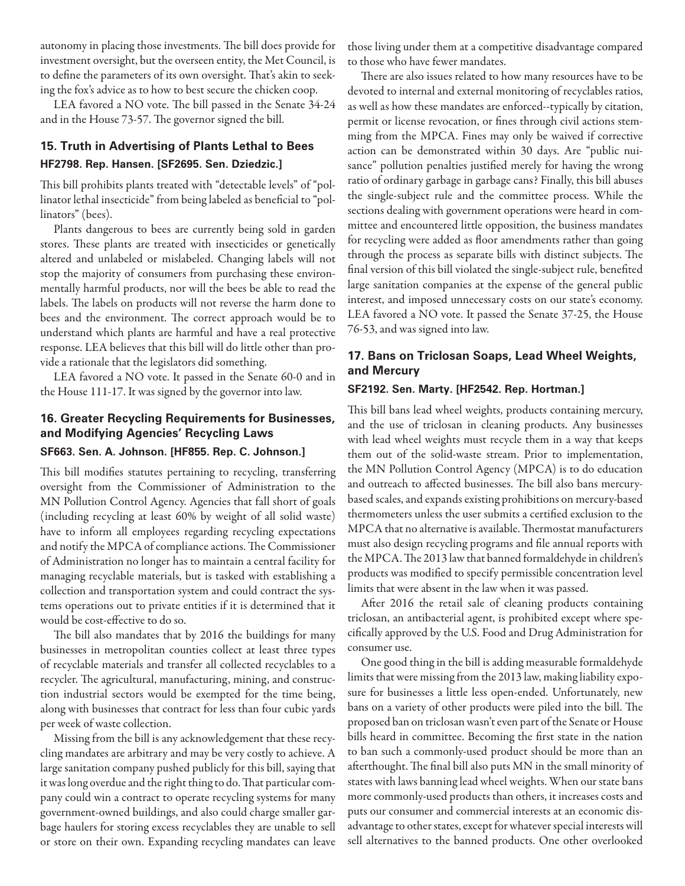autonomy in placing those investments. The bill does provide for investment oversight, but the overseen entity, the Met Council, is to define the parameters of its own oversight. That's akin to seeking the fox's advice as to how to best secure the chicken coop.

LEA favored a NO vote. The bill passed in the Senate 34-24 and in the House 73-57. The governor signed the bill.

### 15. Truth in Advertising of Plants Lethal to Bees

**HF2798. Rep. Hansen. [SF2695. Sen. Dziedzic.]**

This bill prohibits plants treated with "detectable levels" of "pollinator lethal insecticide" from being labeled as beneficial to "pollinators" (bees).

Plants dangerous to bees are currently being sold in garden stores. These plants are treated with insecticides or genetically altered and unlabeled or mislabeled. Changing labels will not stop the majority of consumers from purchasing these environmentally harmful products, nor will the bees be able to read the labels. The labels on products will not reverse the harm done to bees and the environment. The correct approach would be to understand which plants are harmful and have a real protective response. LEA believes that this bill will do little other than provide a rationale that the legislators did something.

LEA favored a NO vote. It passed in the Senate 60-0 and in the House 111-17. It was signed by the governor into law.

### 16. Greater Recycling Requirements for Businesses, and Modifying Agencies' Recycling Laws

**SF663. Sen. A. Johnson. [HF855. Rep. C. Johnson.]**

This bill modifies statutes pertaining to recycling, transferring oversight from the Commissioner of Administration to the MN Pollution Control Agency. Agencies that fall short of goals (including recycling at least 60% by weight of all solid waste) have to inform all employees regarding recycling expectations and notify the MPCA of compliance actions. The Commissioner of Administration no longer has to maintain a central facility for managing recyclable materials, but is tasked with establishing a collection and transportation system and could contract the systems operations out to private entities if it is determined that it would be cost-effective to do so.

The bill also mandates that by 2016 the buildings for many businesses in metropolitan counties collect at least three types of recyclable materials and transfer all collected recyclables to a recycler. The agricultural, manufacturing, mining, and construction industrial sectors would be exempted for the time being, along with businesses that contract for less than four cubic yards per week of waste collection.

Missing from the bill is any acknowledgement that these recycling mandates are arbitrary and may be very costly to achieve. A large sanitation company pushed publicly for this bill, saying that it was long overdue and the right thing to do. That particular company could win a contract to operate recycling systems for many government-owned buildings, and also could charge smaller garbage haulers for storing excess recyclables they are unable to sell or store on their own. Expanding recycling mandates can leave those living under them at a competitive disadvantage compared to those who have fewer mandates.

There are also issues related to how many resources have to be devoted to internal and external monitoring of recyclables ratios, as well as how these mandates are enforced--typically by citation, permit or license revocation, or fines through civil actions stemming from the MPCA. Fines may only be waived if corrective action can be demonstrated within 30 days. Are "public nuisance" pollution penalties justified merely for having the wrong ratio of ordinary garbage in garbage cans? Finally, this bill abuses the single-subject rule and the committee process. While the sections dealing with government operations were heard in committee and encountered little opposition, the business mandates for recycling were added as floor amendments rather than going through the process as separate bills with distinct subjects. The final version of this bill violated the single-subject rule, benefited large sanitation companies at the expense of the general public interest, and imposed unnecessary costs on our state's economy. LEA favored a NO vote. It passed the Senate 37-25, the House 76-53, and was signed into law.

### 17. Bans on Triclosan Soaps, Lead Wheel Weights, and Mercury

**SF2192. Sen. Marty. [HF2542. Rep. Hortman.]**

This bill bans lead wheel weights, products containing mercury, and the use of triclosan in cleaning products. Any businesses with lead wheel weights must recycle them in a way that keeps them out of the solid-waste stream. Prior to implementation, the MN Pollution Control Agency (MPCA) is to do education and outreach to affected businesses. The bill also bans mercury-based scales, and expands existing prohibitions on mercury-based thermometers unless the user submits a certified exclusion to the MPCA that no alternative is available. Thermostat manufacturers must also design recycling programs and file annual reports with the MPCA. The 2013 law that banned formaldehyde in children's products was modified to specify permissible concentration level limits that were absent in the law when it was passed.

After 2016 the retail sale of cleaning products containing triclosan, an antibacterial agent, is prohibited except where specifically approved by the U.S. Food and Drug Administration for consumer use.

One good thing in the bill is adding measurable formaldehyde limits that were missing from the 2013 law, making liability exposure for businesses a little less open-ended. Unfortunately, new bans on a variety of other products were piled into the bill. The proposed ban on triclosan wasn't even part of the Senate or House bills heard in committee. Becoming the first state in the nation to ban such a commonly-used product should be more than an afterthought. The final bill also puts MN in the small minority of states with laws banning lead wheel weights. When our state bans more commonly-used products than others, it increases costs and puts our consumer and commercial interests at an economic disadvantage to other states, except for whatever special interests will sell alternatives to the banned products. One other overlooked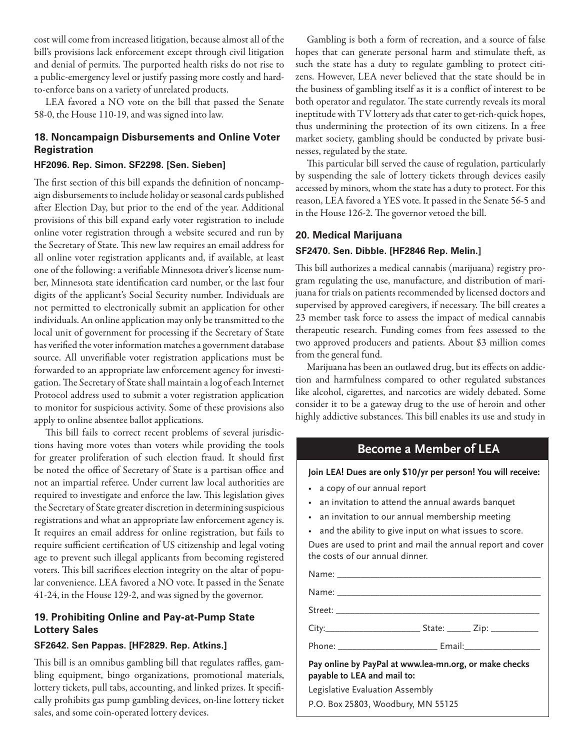cost will come from increased litigation, because almost all of the bill's provisions lack enforcement except through civil litigation and denial of permits. The purported health risks do not rise to a public-emergency level or justify passing more costly and hard-to-enforce bans on a variety of unrelated products.

LEA favored a NO vote on the bill that passed the Senate 58-0, the House 110-19, and was signed into law.

### 18. Noncampaign Disbursements and Online Voter Registration

#### HF2096. Rep. Simon. SF2298. [Sen. Sieben]

The first section of this bill expands the definition of noncampaign disbursements to include holiday or seasonal cards published after Election Day, but prior to the end of the year. Additional provisions of this bill expand early voter registration to include online voter registration through a website secured and run by the Secretary of State. This new law requires an email address for all online voter registration applicants and, if available, at least one of the following: a verifiable Minnesota driver's license number, Minnesota state identification card number, or the last four digits of the applicant's Social Security number. Individuals are not permitted to electronically submit an application for other individuals. An online application may only be transmitted to the local unit of government for processing if the Secretary of State has verified the voter information matches a government database source. All unverifiable voter registration applications must be forwarded to an appropriate law enforcement agency for investigation. The Secretary of State shall maintain a log of each Internet Protocol address used to submit a voter registration application to monitor for suspicious activity. Some of these provisions also apply to online absentee ballot applications.

This bill fails to correct recent problems of several jurisdictions having more votes than voters while providing the tools for greater proliferation of such election fraud. It should first be noted the office of Secretary of State is a partisan office and not an impartial referee. Under current law local authorities are required to investigate and enforce the law. This legislation gives the Secretary of State greater discretion in determining suspicious registrations and what an appropriate law enforcement agency is. It requires an email address for online registration, but fails to require sufficient certification of US citizenship and legal voting age to prevent such illegal applicants from becoming registered voters. This bill sacrifices election integrity on the altar of popular convenience. LEA favored a NO vote. It passed in the Senate 41-24, in the House 129-2, and was signed by the governor.

### 19. Prohibiting Online and Pay-at-Pump State Lottery Sales

#### SF2642. Sen Pappas. [HF2829. Rep. Atkins.]

This bill is an omnibus gambling bill that regulates raffles, gambling equipment, bingo organizations, promotional materials, lottery tickets, pull tabs, accounting, and linked prizes. It specifically prohibits gas pump gambling devices, on-line lottery ticket sales, and some coin-operated lottery devices.

Gambling is both a form of recreation, and a source of false hopes that can generate personal harm and stimulate theft, as such the state has a duty to regulate gambling to protect citizens. However, LEA never believed that the state should be in the business of gambling itself as it is a conflict of interest to be both operator and regulator. The state currently reveals its moral ineptitude with TV lottery ads that cater to get-rich-quick hopes, thus undermining the protection of its own citizens. In a free market society, gambling should be conducted by private businesses, regulated by the state.

This particular bill served the cause of regulation, particularly by suspending the sale of lottery tickets through devices easily accessed by minors, whom the state has a duty to protect. For this reason, LEA favored a YES vote. It passed in the Senate 56-5 and in the House 126-2. The governor vetoed the bill.

### 20. Medical Marijuana

#### SF2470. Sen. Dibble. [HF2846 Rep. Melin.]

This bill authorizes a medical cannabis (marijuana) registry program regulating the use, manufacture, and distribution of marijuana for trials on patients recommended by licensed doctors and supervised by approved caregivers, if necessary. The bill creates a 23 member task force to assess the impact of medical cannabis therapeutic research. Funding comes from fees assessed to the two approved producers and patients. About $3 million comes from the general fund.

Marijuana has been an outlawed drug, but its effects on addiction and harmfulness compared to other regulated substances like alcohol, cigarettes, and narcotics are widely debated. Some consider it to be a gateway drug to the use of heroin and other highly addictive substances. This bill enables its use and study in

## Become a Member of LEA

**Join LEA! Dues are only $10/yr per person! You will receive:**

- a copy of our annual report
- an invitation to attend the annual awards banquet
- an invitation to our annual membership meeting
- and the ability to give input on what issues to score.

Dues are used to print and mail the annual report and cover the costs of our annual dinner.

Name: ____________________________________

Name: ____________________________________

Street: ____________________________________

City:__________________ State: _____ Zip: _________

Phone: ____________________ Email:_______________

**Pay online by PayPal at www.lea-mn.org, or make checks payable to LEA and mail to:**

Legislative Evaluation Assembly
P.O. Box 25803, Woodbury, MN 55125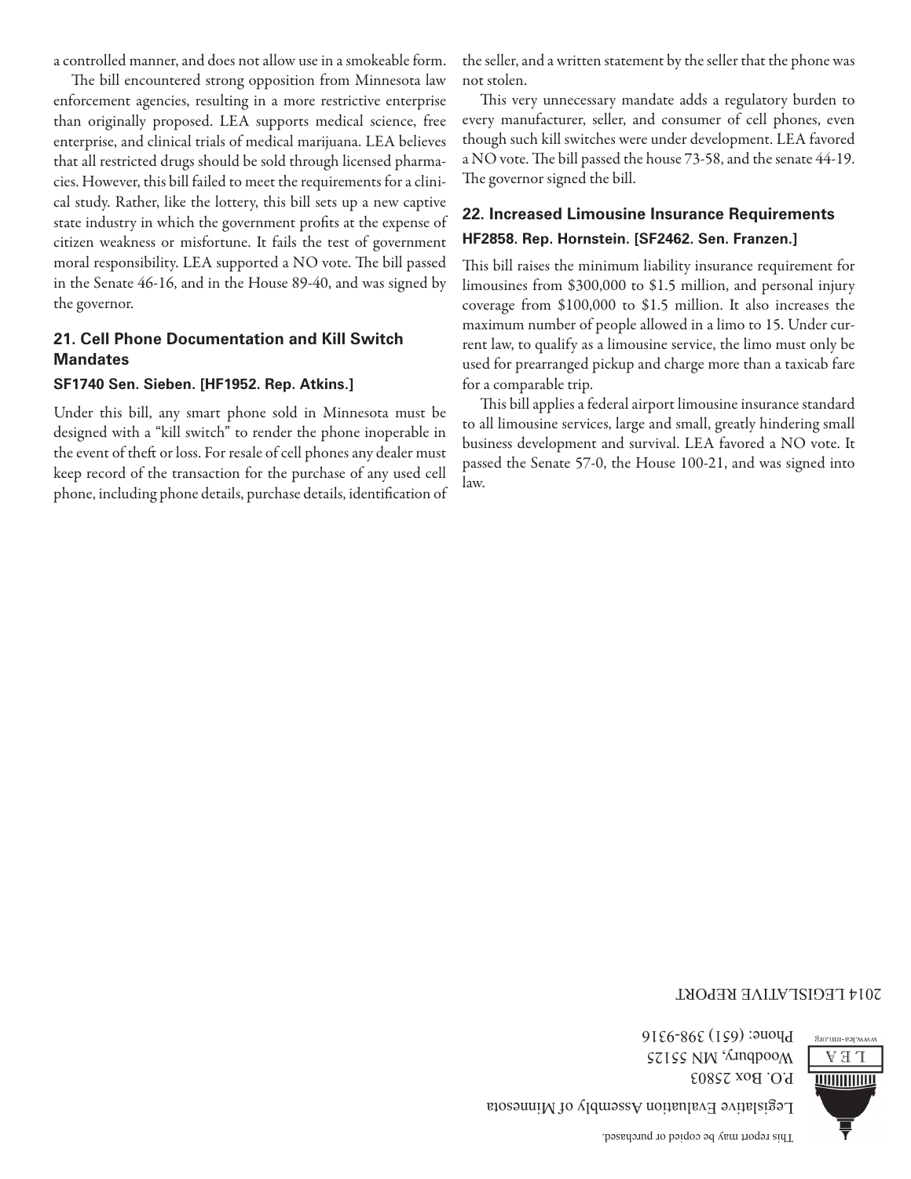a controlled manner, and does not allow use in a smokeable form.

The bill encountered strong opposition from Minnesota law enforcement agencies, resulting in a more restrictive enterprise than originally proposed. LEA supports medical science, free enterprise, and clinical trials of medical marijuana. LEA believes that all restricted drugs should be sold through licensed pharmacies. However, this bill failed to meet the requirements for a clinical study. Rather, like the lottery, this bill sets up a new captive state industry in which the government profits at the expense of citizen weakness or misfortune. It fails the test of government moral responsibility. LEA supported a NO vote. The bill passed in the Senate 46-16, and in the House 89-40, and was signed by the governor.

### 21. Cell Phone Documentation and Kill Switch Mandates

**SF1740 Sen. Sieben. [HF1952. Rep. Atkins.]**

Under this bill, any smart phone sold in Minnesota must be designed with a "kill switch" to render the phone inoperable in the event of theft or loss. For resale of cell phones any dealer must keep record of the transaction for the purchase of any used cell phone, including phone details, purchase details, identification of the seller, and a written statement by the seller that the phone was not stolen.

This very unnecessary mandate adds a regulatory burden to every manufacturer, seller, and consumer of cell phones, even though such kill switches were under development. LEA favored a NO vote. The bill passed the house 73-58, and the senate 44-19. The governor signed the bill.

### 22. Increased Limousine Insurance Requirements

**HF2858. Rep. Hornstein. [SF2462. Sen. Franzen.]**

This bill raises the minimum liability insurance requirement for limousines from $300,000 to $1.5 million, and personal injury coverage from $100,000 to $1.5 million. It also increases the maximum number of people allowed in a limo to 15. Under current law, to qualify as a limousine service, the limo must only be used for prearranged pickup and charge more than a taxicab fare for a comparable trip.

This bill applies a federal airport limousine insurance standard to all limousine services, large and small, greatly hindering small business development and survival. LEA favored a NO vote. It passed the Senate 57-0, the House 100-21, and was signed into law.

2014 LEGISLATIVE REPORT

Legislative Evaluation Assembly of Minnesota
P.O. Box 25803
Woodbury, MN 55125
Phone: (651) 398-9316

L E A
www.lea-mn.org

This report may be copied or purchased.